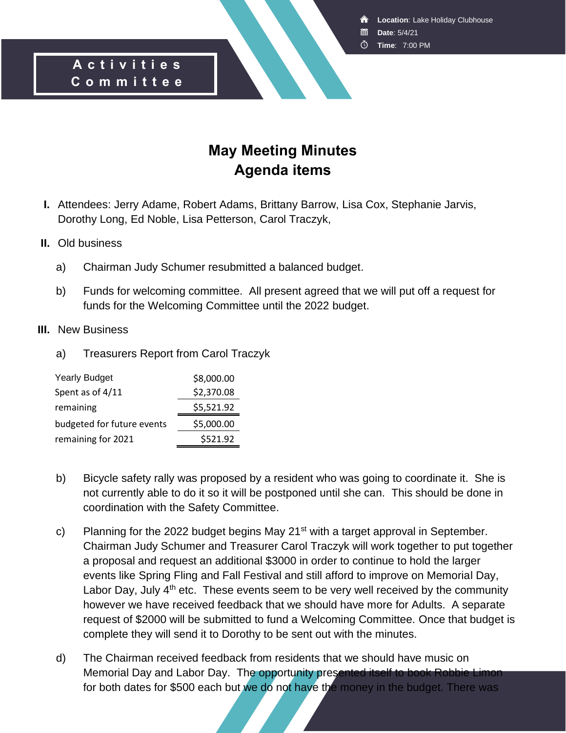**Activities Committee**

**Location**: Lake Holiday Clubhouse
**Date**: 5/4/21
**Time**: 7:00 PM

# May Meeting Minutes
# Agenda items

**I.** Attendees: Jerry Adame, Robert Adams, Brittany Barrow, Lisa Cox, Stephanie Jarvis, Dorothy Long, Ed Noble, Lisa Petterson, Carol Traczyk,

**II.** Old business

a) Chairman Judy Schumer resubmitted a balanced budget.

b) Funds for welcoming committee. All present agreed that we will put off a request for funds for the Welcoming Committee until the 2022 budget.

**III.** New Business

a) Treasurers Report from Carol Traczyk

| | |
|---|---|
| Yearly Budget | $8,000.00 |
| Spent as of 4/11 | $2,370.08 |
| remaining | $5,521.92 |
| budgeted for future events | $5,000.00 |
| remaining for 2021 | $521.92 |

b) Bicycle safety rally was proposed by a resident who was going to coordinate it. She is not currently able to do it so it will be postponed until she can. This should be done in coordination with the Safety Committee.

c) Planning for the 2022 budget begins May 21st with a target approval in September. Chairman Judy Schumer and Treasurer Carol Traczyk will work together to put together a proposal and request an additional $3000 in order to continue to hold the larger events like Spring Fling and Fall Festival and still afford to improve on Memorial Day, Labor Day, July 4th etc. These events seem to be very well received by the community however we have received feedback that we should have more for Adults. A separate request of $2000 will be submitted to fund a Welcoming Committee. Once that budget is complete they will send it to Dorothy to be sent out with the minutes.

d) The Chairman received feedback from residents that we should have music on Memorial Day and Labor Day. The opportunity presented itself to book Robbie Limon for both dates for $500 each but we do not have the money in the budget. There was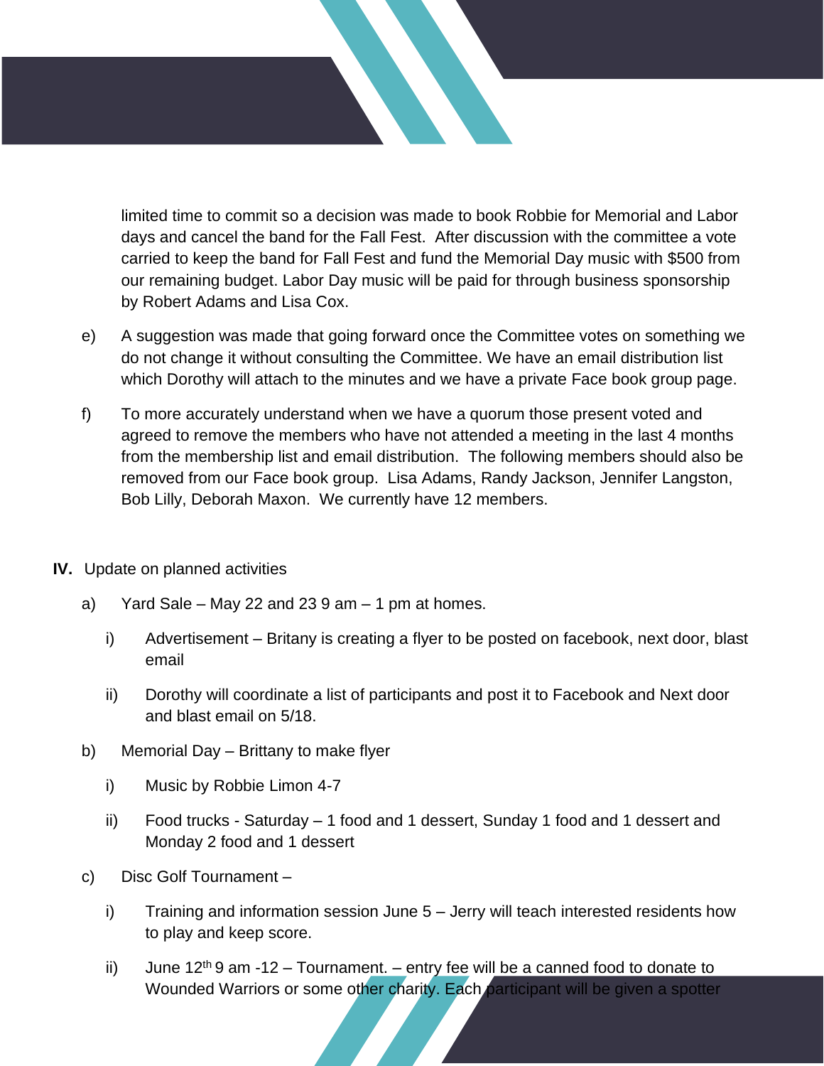limited time to commit so a decision was made to book Robbie for Memorial and Labor days and cancel the band for the Fall Fest. After discussion with the committee a vote carried to keep the band for Fall Fest and fund the Memorial Day music with $500 from our remaining budget. Labor Day music will be paid for through business sponsorship by Robert Adams and Lisa Cox.

e) A suggestion was made that going forward once the Committee votes on something we do not change it without consulting the Committee. We have an email distribution list which Dorothy will attach to the minutes and we have a private Face book group page.

f) To more accurately understand when we have a quorum those present voted and agreed to remove the members who have not attended a meeting in the last 4 months from the membership list and email distribution. The following members should also be removed from our Face book group. Lisa Adams, Randy Jackson, Jennifer Langston, Bob Lilly, Deborah Maxon. We currently have 12 members.

**IV.** Update on planned activities

a) Yard Sale – May 22 and 23 9 am – 1 pm at homes.

   i) Advertisement – Britany is creating a flyer to be posted on facebook, next door, blast email

   ii) Dorothy will coordinate a list of participants and post it to Facebook and Next door and blast email on 5/18.

b) Memorial Day – Brittany to make flyer

   i) Music by Robbie Limon 4-7

   ii) Food trucks - Saturday – 1 food and 1 dessert, Sunday 1 food and 1 dessert and Monday 2 food and 1 dessert

c) Disc Golf Tournament –

   i) Training and information session June 5 – Jerry will teach interested residents how to play and keep score.

   ii) June 12th 9 am -12 – Tournament. – entry fee will be a canned food to donate to Wounded Warriors or some other charity. Each participant will be given a spotter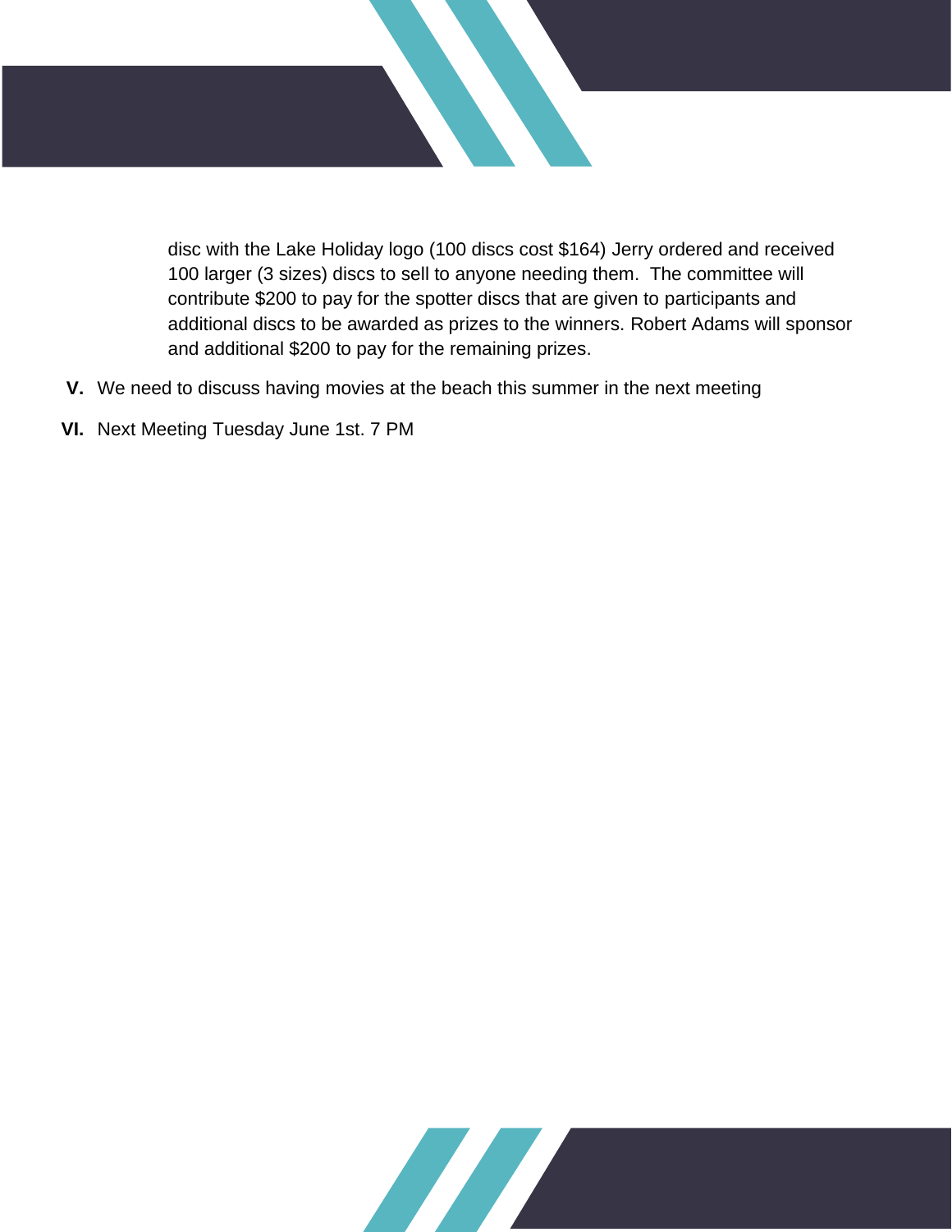disc with the Lake Holiday logo (100 discs cost $164) Jerry ordered and received 100 larger (3 sizes) discs to sell to anyone needing them.  The committee will contribute $200 to pay for the spotter discs that are given to participants and additional discs to be awarded as prizes to the winners. Robert Adams will sponsor and additional $200 to pay for the remaining prizes.

**V.** We need to discuss having movies at the beach this summer in the next meeting

**VI.** Next Meeting Tuesday June 1st. 7 PM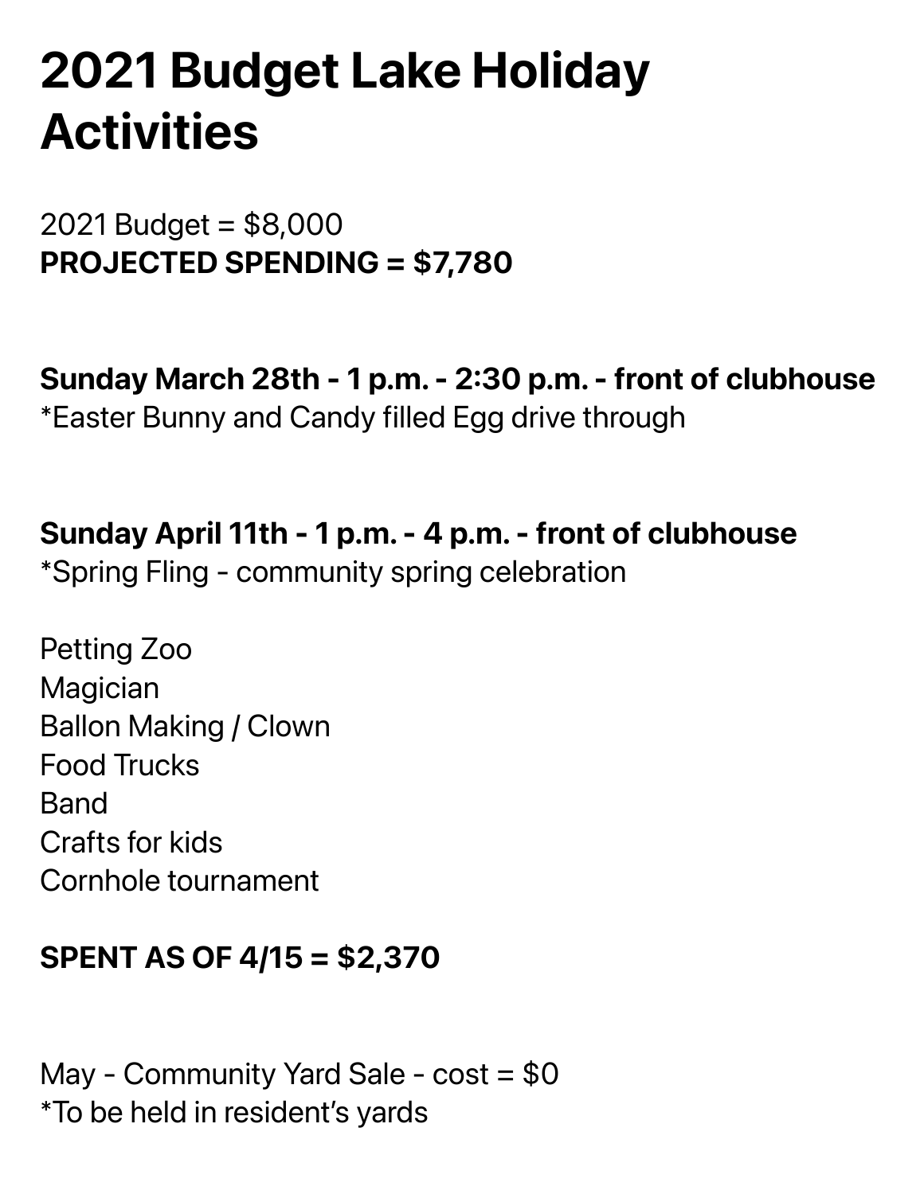# 2021 Budget Lake Holiday Activities

2021 Budget = $8,000
**PROJECTED SPENDING = $7,780**

**Sunday March 28th - 1 p.m. - 2:30 p.m. - front of clubhouse**
*Easter Bunny and Candy filled Egg drive through

**Sunday April 11th - 1 p.m. - 4 p.m. - front of clubhouse**
*Spring Fling - community spring celebration

Petting Zoo
Magician
Ballon Making / Clown
Food Trucks
Band
Crafts for kids
Cornhole tournament

**SPENT AS OF 4/15 = $2,370**

May - Community Yard Sale - cost = $0
*To be held in resident's yards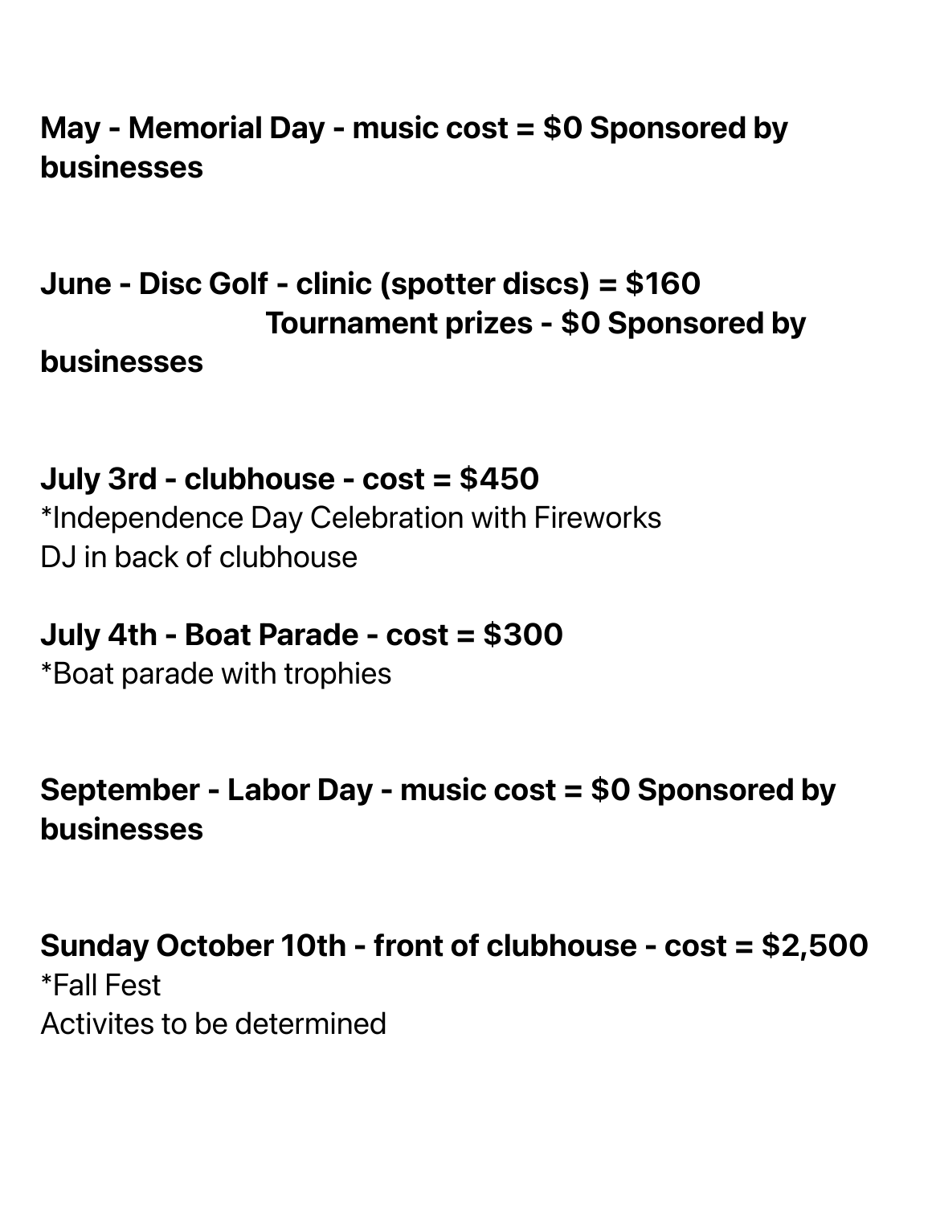**May - Memorial Day - music cost = $0 Sponsored by businesses**

**June - Disc Golf - clinic (spotter discs) = $160**
**Tournament prizes - $0 Sponsored by businesses**

**July 3rd - clubhouse - cost = $450**
*Independence Day Celebration with Fireworks
DJ in back of clubhouse

**July 4th - Boat Parade - cost = $300**
*Boat parade with trophies

**September - Labor Day - music cost = $0 Sponsored by businesses**

**Sunday October 10th - front of clubhouse - cost = $2,500**
*Fall Fest
Activites to be determined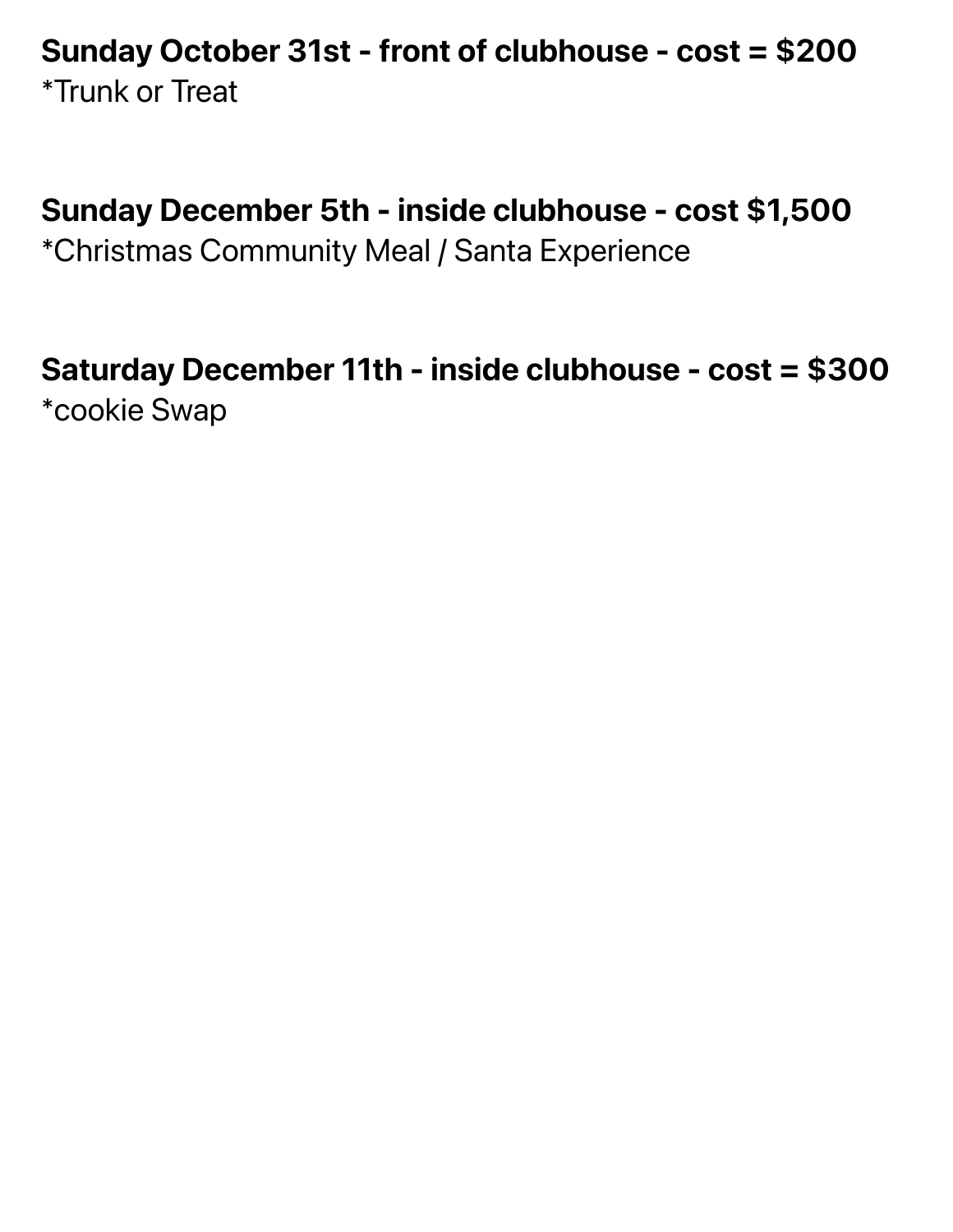**Sunday October 31st - front of clubhouse - cost = $200**
*Trunk or Treat

**Sunday December 5th - inside clubhouse - cost $1,500**
*Christmas Community Meal / Santa Experience

**Saturday December 11th - inside clubhouse - cost = $300**
*cookie Swap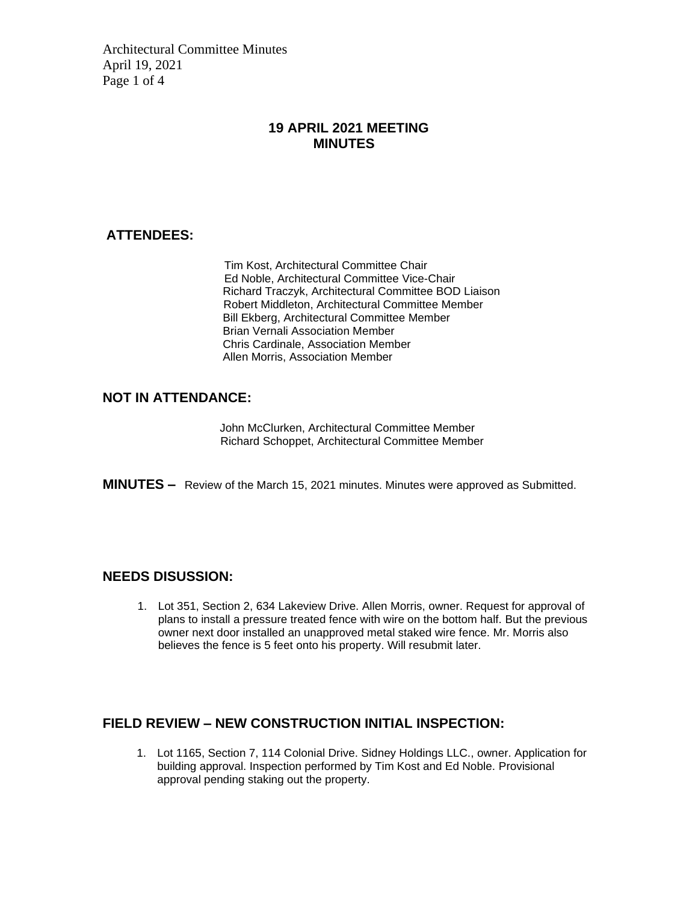## 19 APRIL 2021 MEETING MINUTES

### ATTENDEES:

Tim Kost, Architectural Committee Chair
Ed Noble, Architectural Committee Vice-Chair
Richard Traczyk, Architectural Committee BOD Liaison
Robert Middleton, Architectural Committee Member
Bill Ekberg, Architectural Committee Member
Brian Vernali Association Member
Chris Cardinale, Association Member
Allen Morris, Association Member

### NOT IN ATTENDANCE:

John McClurken, Architectural Committee Member
Richard Schoppet, Architectural Committee Member

**MINUTES –** Review of the March 15, 2021 minutes. Minutes were approved as Submitted.

### NEEDS DISUSSION:

1. Lot 351, Section 2, 634 Lakeview Drive. Allen Morris, owner. Request for approval of plans to install a pressure treated fence with wire on the bottom half. But the previous owner next door installed an unapproved metal staked wire fence. Mr. Morris also believes the fence is 5 feet onto his property. Will resubmit later.

### FIELD REVIEW – NEW CONSTRUCTION INITIAL INSPECTION:

1. Lot 1165, Section 7, 114 Colonial Drive. Sidney Holdings LLC., owner. Application for building approval. Inspection performed by Tim Kost and Ed Noble. Provisional approval pending staking out the property.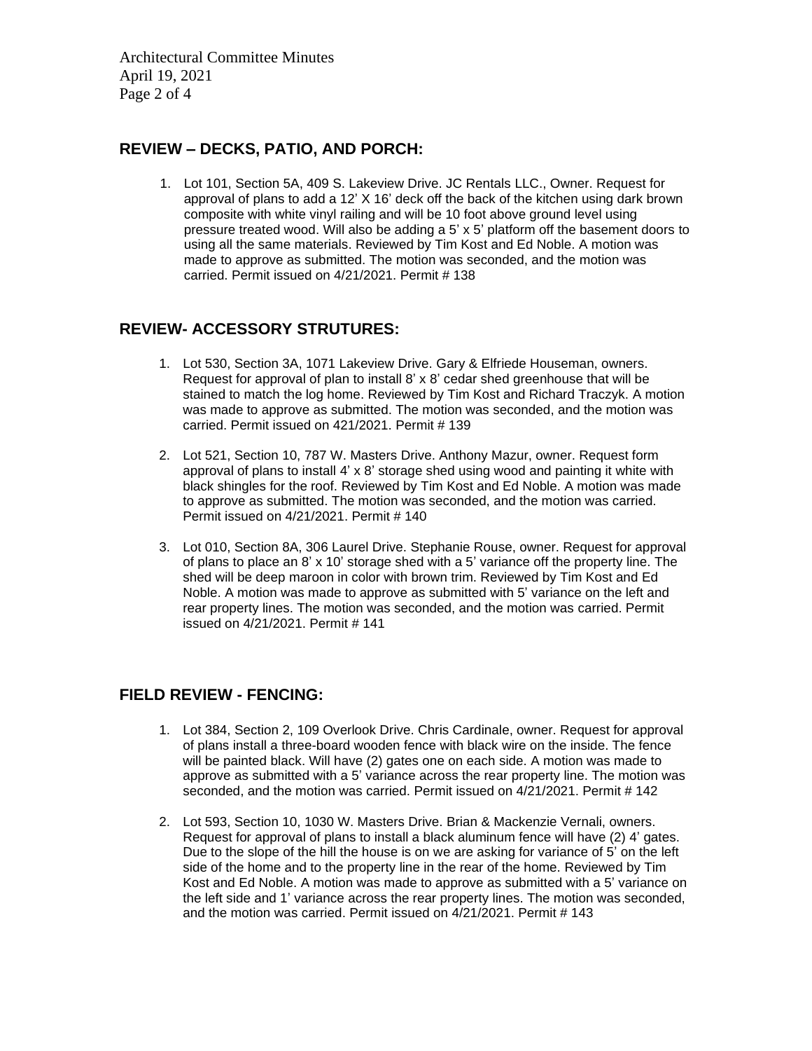## REVIEW – DECKS, PATIO, AND PORCH:

1. Lot 101, Section 5A, 409 S. Lakeview Drive. JC Rentals LLC., Owner. Request for approval of plans to add a 12' X 16' deck off the back of the kitchen using dark brown composite with white vinyl railing and will be 10 foot above ground level using pressure treated wood. Will also be adding a 5' x 5' platform off the basement doors to using all the same materials. Reviewed by Tim Kost and Ed Noble. A motion was made to approve as submitted. The motion was seconded, and the motion was carried. Permit issued on 4/21/2021. Permit # 138

## REVIEW- ACCESSORY STRUTURES:

1. Lot 530, Section 3A, 1071 Lakeview Drive. Gary & Elfriede Houseman, owners. Request for approval of plan to install 8' x 8' cedar shed greenhouse that will be stained to match the log home. Reviewed by Tim Kost and Richard Traczyk. A motion was made to approve as submitted. The motion was seconded, and the motion was carried. Permit issued on 421/2021. Permit # 139

2. Lot 521, Section 10, 787 W. Masters Drive. Anthony Mazur, owner. Request form approval of plans to install 4' x 8' storage shed using wood and painting it white with black shingles for the roof. Reviewed by Tim Kost and Ed Noble. A motion was made to approve as submitted. The motion was seconded, and the motion was carried. Permit issued on 4/21/2021. Permit # 140

3. Lot 010, Section 8A, 306 Laurel Drive. Stephanie Rouse, owner. Request for approval of plans to place an 8' x 10' storage shed with a 5' variance off the property line. The shed will be deep maroon in color with brown trim. Reviewed by Tim Kost and Ed Noble. A motion was made to approve as submitted with 5' variance on the left and rear property lines. The motion was seconded, and the motion was carried. Permit issued on 4/21/2021. Permit # 141

## FIELD REVIEW - FENCING:

1. Lot 384, Section 2, 109 Overlook Drive. Chris Cardinale, owner. Request for approval of plans install a three-board wooden fence with black wire on the inside. The fence will be painted black. Will have (2) gates one on each side. A motion was made to approve as submitted with a 5' variance across the rear property line. The motion was seconded, and the motion was carried. Permit issued on 4/21/2021. Permit # 142

2. Lot 593, Section 10, 1030 W. Masters Drive. Brian & Mackenzie Vernali, owners. Request for approval of plans to install a black aluminum fence will have (2) 4' gates. Due to the slope of the hill the house is on we are asking for variance of 5' on the left side of the home and to the property line in the rear of the home. Reviewed by Tim Kost and Ed Noble. A motion was made to approve as submitted with a 5' variance on the left side and 1' variance across the rear property lines. The motion was seconded, and the motion was carried. Permit issued on 4/21/2021. Permit # 143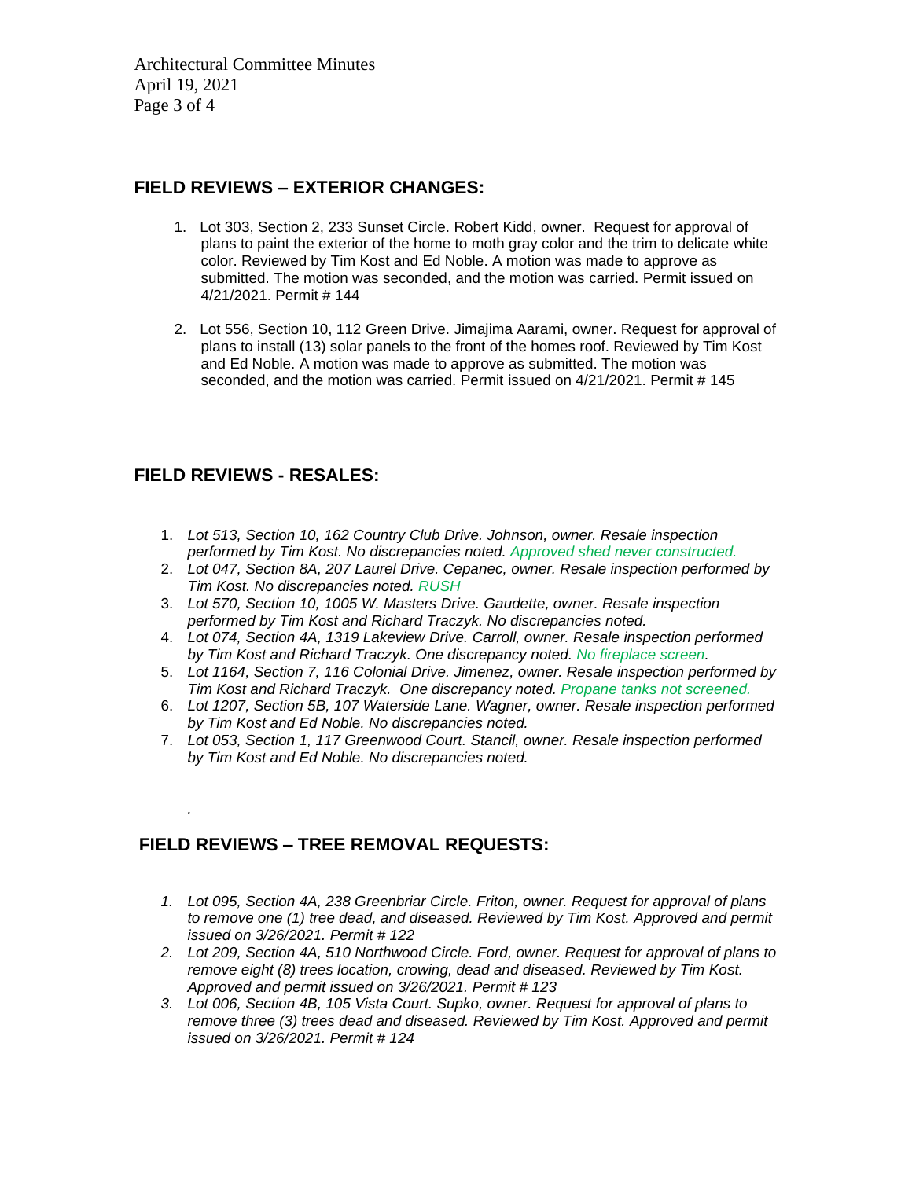## FIELD REVIEWS – EXTERIOR CHANGES:

1. Lot 303, Section 2, 233 Sunset Circle. Robert Kidd, owner. Request for approval of plans to paint the exterior of the home to moth gray color and the trim to delicate white color. Reviewed by Tim Kost and Ed Noble. A motion was made to approve as submitted. The motion was seconded, and the motion was carried. Permit issued on 4/21/2021. Permit # 144
2. Lot 556, Section 10, 112 Green Drive. Jimajima Aarami, owner. Request for approval of plans to install (13) solar panels to the front of the homes roof. Reviewed by Tim Kost and Ed Noble. A motion was made to approve as submitted. The motion was seconded, and the motion was carried. Permit issued on 4/21/2021. Permit # 145

## FIELD REVIEWS - RESALES:

1. *Lot 513, Section 10, 162 Country Club Drive. Johnson, owner. Resale inspection performed by Tim Kost. No discrepancies noted. Approved shed never constructed.*
2. *Lot 047, Section 8A, 207 Laurel Drive. Cepanec, owner. Resale inspection performed by Tim Kost. No discrepancies noted. RUSH*
3. *Lot 570, Section 10, 1005 W. Masters Drive. Gaudette, owner. Resale inspection performed by Tim Kost and Richard Traczyk. No discrepancies noted.*
4. *Lot 074, Section 4A, 1319 Lakeview Drive. Carroll, owner. Resale inspection performed by Tim Kost and Richard Traczyk. One discrepancy noted. No fireplace screen.*
5. *Lot 1164, Section 7, 116 Colonial Drive. Jimenez, owner. Resale inspection performed by Tim Kost and Richard Traczyk. One discrepancy noted. Propane tanks not screened.*
6. *Lot 1207, Section 5B, 107 Waterside Lane. Wagner, owner. Resale inspection performed by Tim Kost and Ed Noble. No discrepancies noted.*
7. *Lot 053, Section 1, 117 Greenwood Court. Stancil, owner. Resale inspection performed by Tim Kost and Ed Noble. No discrepancies noted.*

## FIELD REVIEWS – TREE REMOVAL REQUESTS:

1. *Lot 095, Section 4A, 238 Greenbriar Circle. Friton, owner. Request for approval of plans to remove one (1) tree dead, and diseased. Reviewed by Tim Kost. Approved and permit issued on 3/26/2021. Permit # 122*
2. *Lot 209, Section 4A, 510 Northwood Circle. Ford, owner. Request for approval of plans to remove eight (8) trees location, crowing, dead and diseased. Reviewed by Tim Kost. Approved and permit issued on 3/26/2021. Permit # 123*
3. *Lot 006, Section 4B, 105 Vista Court. Supko, owner. Request for approval of plans to remove three (3) trees dead and diseased. Reviewed by Tim Kost. Approved and permit issued on 3/26/2021. Permit # 124*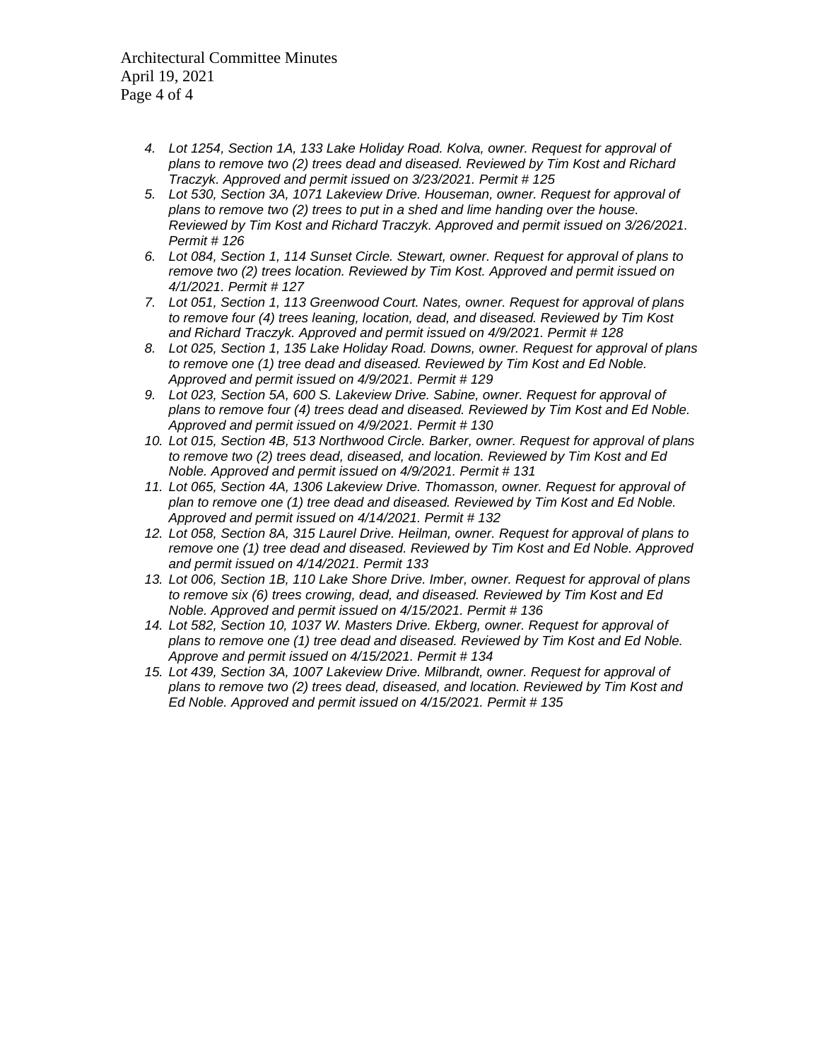4. *Lot 1254, Section 1A, 133 Lake Holiday Road. Kolva, owner. Request for approval of plans to remove two (2) trees dead and diseased. Reviewed by Tim Kost and Richard Traczyk. Approved and permit issued on 3/23/2021. Permit # 125*
5. *Lot 530, Section 3A, 1071 Lakeview Drive. Houseman, owner. Request for approval of plans to remove two (2) trees to put in a shed and lime handing over the house. Reviewed by Tim Kost and Richard Traczyk. Approved and permit issued on 3/26/2021. Permit # 126*
6. *Lot 084, Section 1, 114 Sunset Circle. Stewart, owner. Request for approval of plans to remove two (2) trees location. Reviewed by Tim Kost. Approved and permit issued on 4/1/2021. Permit # 127*
7. *Lot 051, Section 1, 113 Greenwood Court. Nates, owner. Request for approval of plans to remove four (4) trees leaning, location, dead, and diseased. Reviewed by Tim Kost and Richard Traczyk. Approved and permit issued on 4/9/2021. Permit # 128*
8. *Lot 025, Section 1, 135 Lake Holiday Road. Downs, owner. Request for approval of plans to remove one (1) tree dead and diseased. Reviewed by Tim Kost and Ed Noble. Approved and permit issued on 4/9/2021. Permit # 129*
9. *Lot 023, Section 5A, 600 S. Lakeview Drive. Sabine, owner. Request for approval of plans to remove four (4) trees dead and diseased. Reviewed by Tim Kost and Ed Noble. Approved and permit issued on 4/9/2021. Permit # 130*
10. *Lot 015, Section 4B, 513 Northwood Circle. Barker, owner. Request for approval of plans to remove two (2) trees dead, diseased, and location. Reviewed by Tim Kost and Ed Noble. Approved and permit issued on 4/9/2021. Permit # 131*
11. *Lot 065, Section 4A, 1306 Lakeview Drive. Thomasson, owner. Request for approval of plan to remove one (1) tree dead and diseased. Reviewed by Tim Kost and Ed Noble. Approved and permit issued on 4/14/2021. Permit # 132*
12. *Lot 058, Section 8A, 315 Laurel Drive. Heilman, owner. Request for approval of plans to remove one (1) tree dead and diseased. Reviewed by Tim Kost and Ed Noble. Approved and permit issued on 4/14/2021. Permit 133*
13. *Lot 006, Section 1B, 110 Lake Shore Drive. Imber, owner. Request for approval of plans to remove six (6) trees crowing, dead, and diseased. Reviewed by Tim Kost and Ed Noble. Approved and permit issued on 4/15/2021. Permit # 136*
14. *Lot 582, Section 10, 1037 W. Masters Drive. Ekberg, owner. Request for approval of plans to remove one (1) tree dead and diseased. Reviewed by Tim Kost and Ed Noble. Approve and permit issued on 4/15/2021. Permit # 134*
15. *Lot 439, Section 3A, 1007 Lakeview Drive. Milbrandt, owner. Request for approval of plans to remove two (2) trees dead, diseased, and location. Reviewed by Tim Kost and Ed Noble. Approved and permit issued on 4/15/2021. Permit # 135*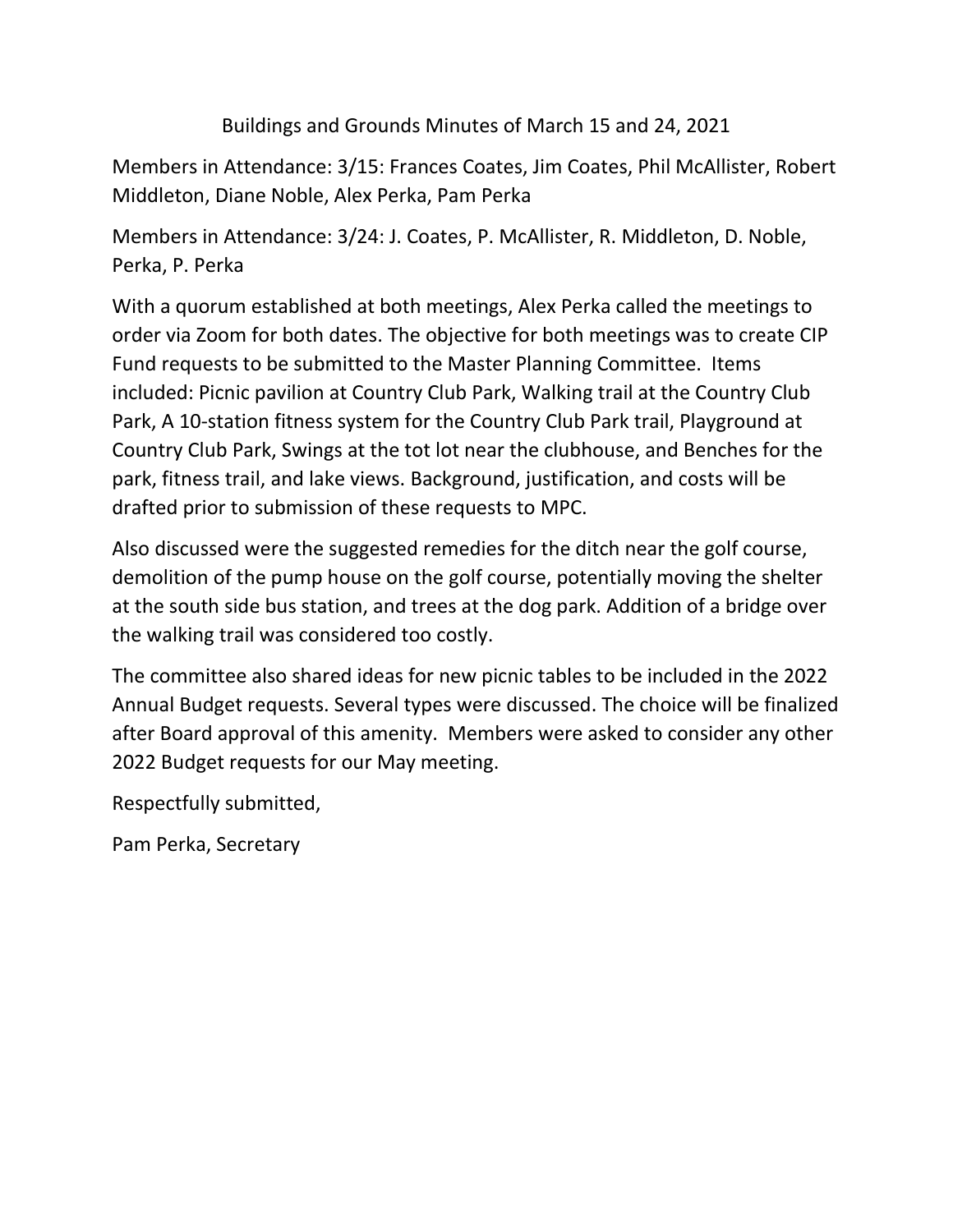# Buildings and Grounds Minutes of March 15 and 24, 2021

Members in Attendance: 3/15: Frances Coates, Jim Coates, Phil McAllister, Robert Middleton, Diane Noble, Alex Perka, Pam Perka

Members in Attendance: 3/24: J. Coates, P. McAllister, R. Middleton, D. Noble, Perka, P. Perka

With a quorum established at both meetings, Alex Perka called the meetings to order via Zoom for both dates. The objective for both meetings was to create CIP Fund requests to be submitted to the Master Planning Committee. Items included: Picnic pavilion at Country Club Park, Walking trail at the Country Club Park, A 10-station fitness system for the Country Club Park trail, Playground at Country Club Park, Swings at the tot lot near the clubhouse, and Benches for the park, fitness trail, and lake views. Background, justification, and costs will be drafted prior to submission of these requests to MPC.

Also discussed were the suggested remedies for the ditch near the golf course, demolition of the pump house on the golf course, potentially moving the shelter at the south side bus station, and trees at the dog park. Addition of a bridge over the walking trail was considered too costly.

The committee also shared ideas for new picnic tables to be included in the 2022 Annual Budget requests. Several types were discussed. The choice will be finalized after Board approval of this amenity. Members were asked to consider any other 2022 Budget requests for our May meeting.

Respectfully submitted,

Pam Perka, Secretary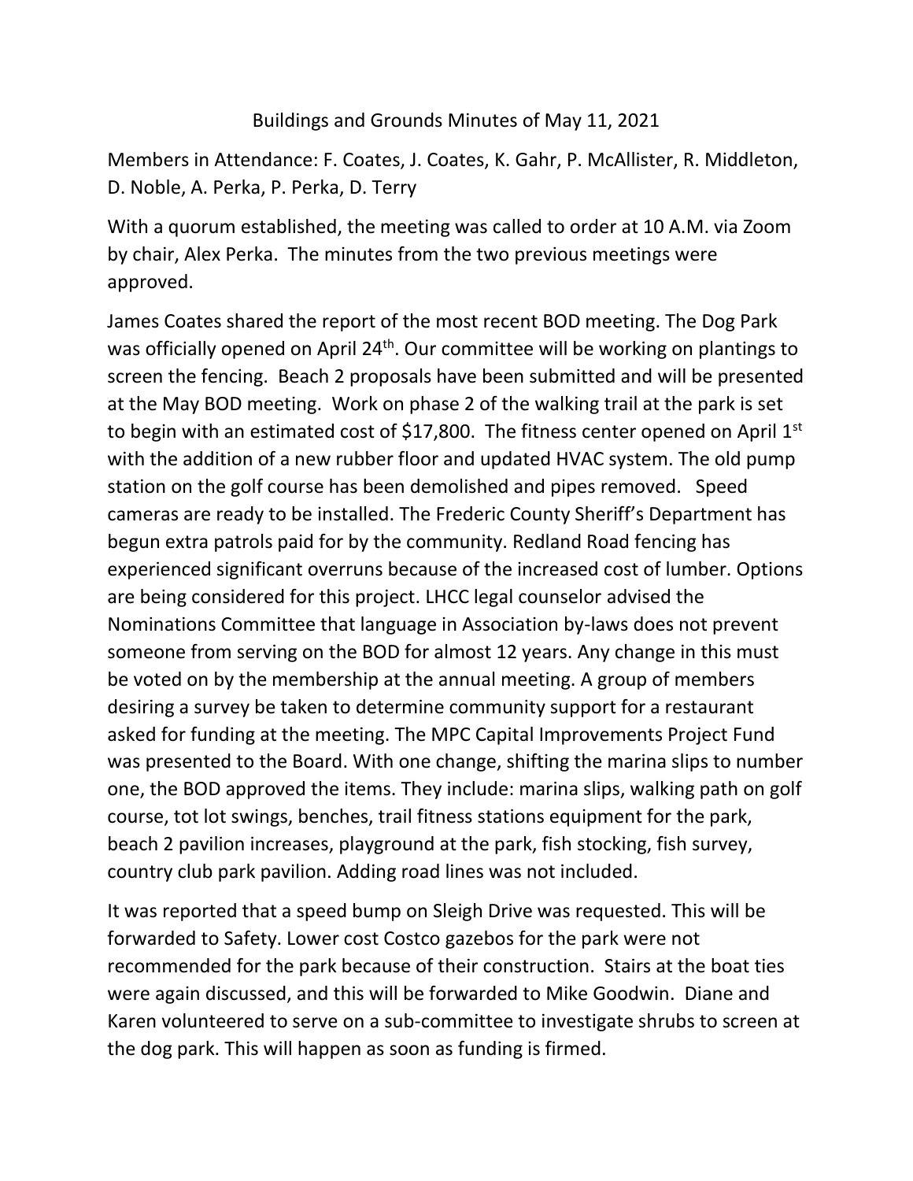# Buildings and Grounds Minutes of May 11, 2021

Members in Attendance: F. Coates, J. Coates, K. Gahr, P. McAllister, R. Middleton, D. Noble, A. Perka, P. Perka, D. Terry

With a quorum established, the meeting was called to order at 10 A.M. via Zoom by chair, Alex Perka. The minutes from the two previous meetings were approved.

James Coates shared the report of the most recent BOD meeting. The Dog Park was officially opened on April 24th. Our committee will be working on plantings to screen the fencing. Beach 2 proposals have been submitted and will be presented at the May BOD meeting. Work on phase 2 of the walking trail at the park is set to begin with an estimated cost of $17,800. The fitness center opened on April 1st with the addition of a new rubber floor and updated HVAC system. The old pump station on the golf course has been demolished and pipes removed. Speed cameras are ready to be installed. The Frederic County Sheriff's Department has begun extra patrols paid for by the community. Redland Road fencing has experienced significant overruns because of the increased cost of lumber. Options are being considered for this project. LHCC legal counselor advised the Nominations Committee that language in Association by-laws does not prevent someone from serving on the BOD for almost 12 years. Any change in this must be voted on by the membership at the annual meeting. A group of members desiring a survey be taken to determine community support for a restaurant asked for funding at the meeting. The MPC Capital Improvements Project Fund was presented to the Board. With one change, shifting the marina slips to number one, the BOD approved the items. They include: marina slips, walking path on golf course, tot lot swings, benches, trail fitness stations equipment for the park, beach 2 pavilion increases, playground at the park, fish stocking, fish survey, country club park pavilion. Adding road lines was not included.

It was reported that a speed bump on Sleigh Drive was requested. This will be forwarded to Safety. Lower cost Costco gazebos for the park were not recommended for the park because of their construction. Stairs at the boat ties were again discussed, and this will be forwarded to Mike Goodwin. Diane and Karen volunteered to serve on a sub-committee to investigate shrubs to screen at the dog park. This will happen as soon as funding is firmed.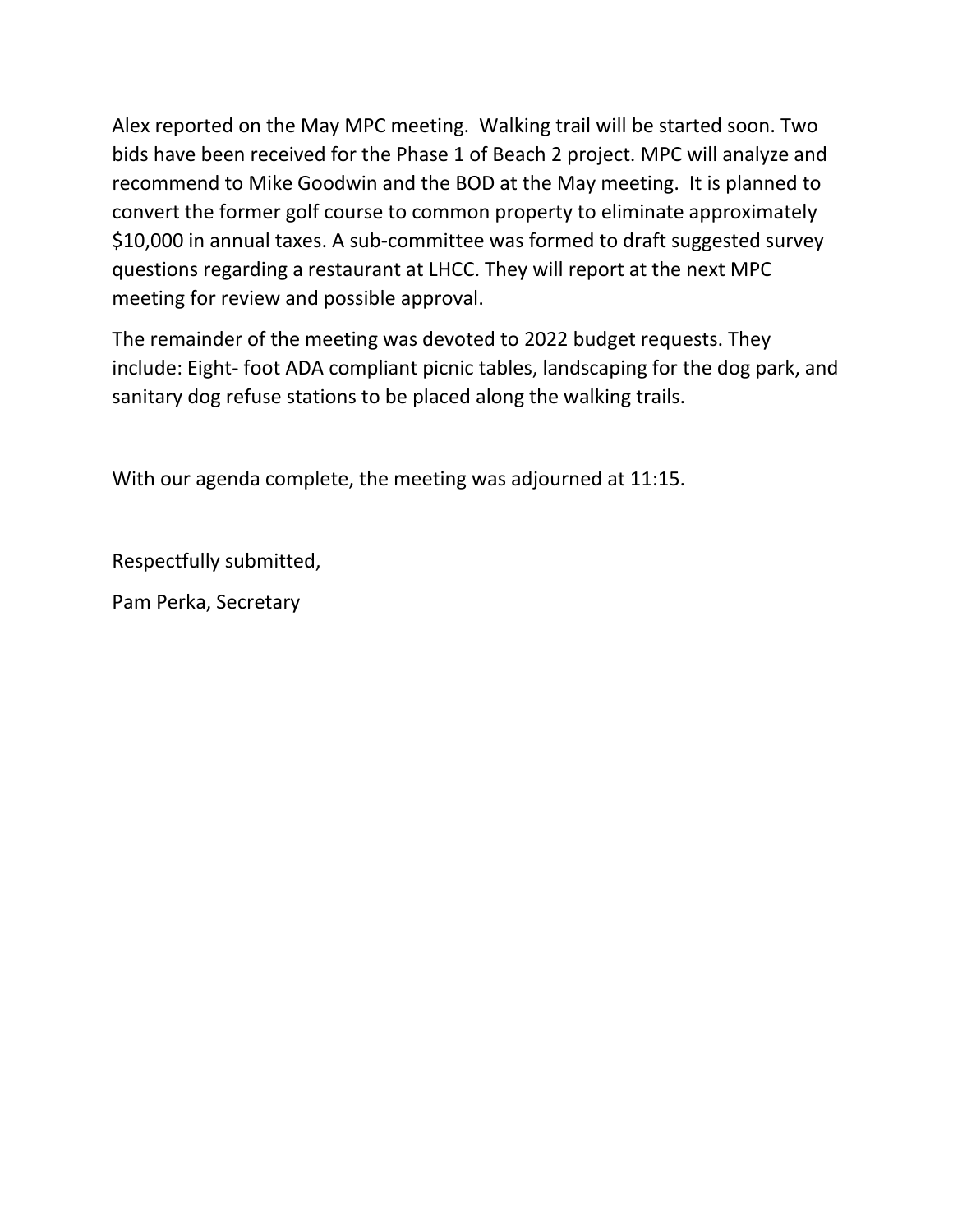Alex reported on the May MPC meeting. Walking trail will be started soon. Two bids have been received for the Phase 1 of Beach 2 project. MPC will analyze and recommend to Mike Goodwin and the BOD at the May meeting. It is planned to convert the former golf course to common property to eliminate approximately $10,000 in annual taxes. A sub-committee was formed to draft suggested survey questions regarding a restaurant at LHCC. They will report at the next MPC meeting for review and possible approval.

The remainder of the meeting was devoted to 2022 budget requests. They include: Eight- foot ADA compliant picnic tables, landscaping for the dog park, and sanitary dog refuse stations to be placed along the walking trails.

With our agenda complete, the meeting was adjourned at 11:15.

Respectfully submitted,

Pam Perka, Secretary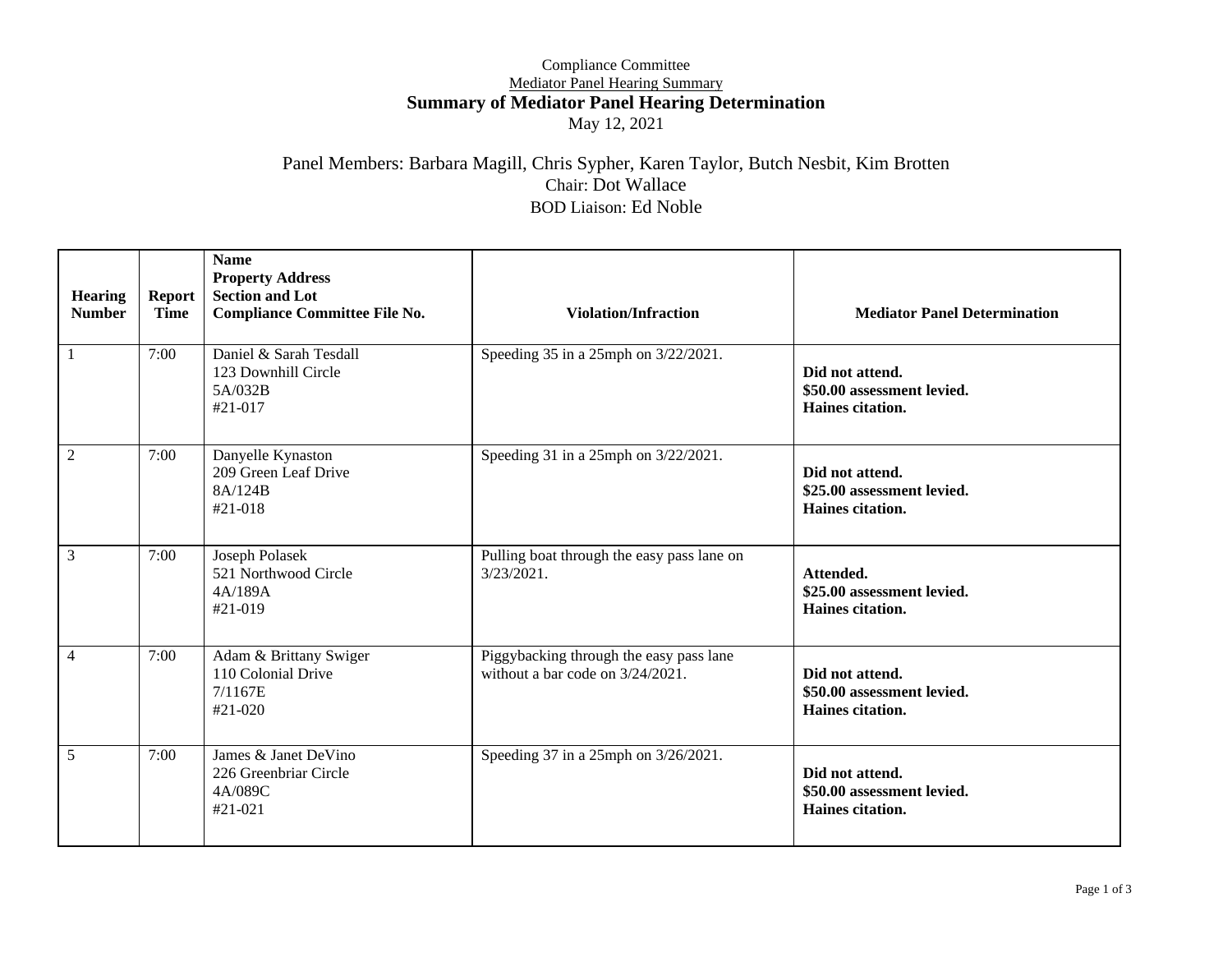Compliance Committee

Mediator Panel Hearing Summary

**Summary of Mediator Panel Hearing Determination**

May 12, 2021

Panel Members: Barbara Magill, Chris Sypher, Karen Taylor, Butch Nesbit, Kim Brotten

Chair: Dot Wallace

BOD Liaison: Ed Noble

| Hearing Number | Report Time | **Name**<br>**Property Address**<br>**Section and Lot**<br>**Compliance Committee File No.** | Violation/Infraction | Mediator Panel Determination |
|---|---|---|---|---|
| 1 | 7:00 | Daniel & Sarah Tesdall<br>123 Downhill Circle<br>5A/032B<br>#21-017 | Speeding 35 in a 25mph on 3/22/2021. | **Did not attend.**<br>**$50.00 assessment levied.**<br>**Haines citation.** |
| 2 | 7:00 | Danyelle Kynaston<br>209 Green Leaf Drive<br>8A/124B<br>#21-018 | Speeding 31 in a 25mph on 3/22/2021. | **Did not attend.**<br>**$25.00 assessment levied.**<br>**Haines citation.** |
| 3 | 7:00 | Joseph Polasek<br>521 Northwood Circle<br>4A/189A<br>#21-019 | Pulling boat through the easy pass lane on 3/23/2021. | **Attended.**<br>**$25.00 assessment levied.**<br>**Haines citation.** |
| 4 | 7:00 | Adam & Brittany Swiger<br>110 Colonial Drive<br>7/1167E<br>#21-020 | Piggybacking through the easy pass lane without a bar code on 3/24/2021. | **Did not attend.**<br>**$50.00 assessment levied.**<br>**Haines citation.** |
| 5 | 7:00 | James & Janet DeVino<br>226 Greenbriar Circle<br>4A/089C<br>#21-021 | Speeding 37 in a 25mph on 3/26/2021. | **Did not attend.**<br>**$50.00 assessment levied.**<br>**Haines citation.** |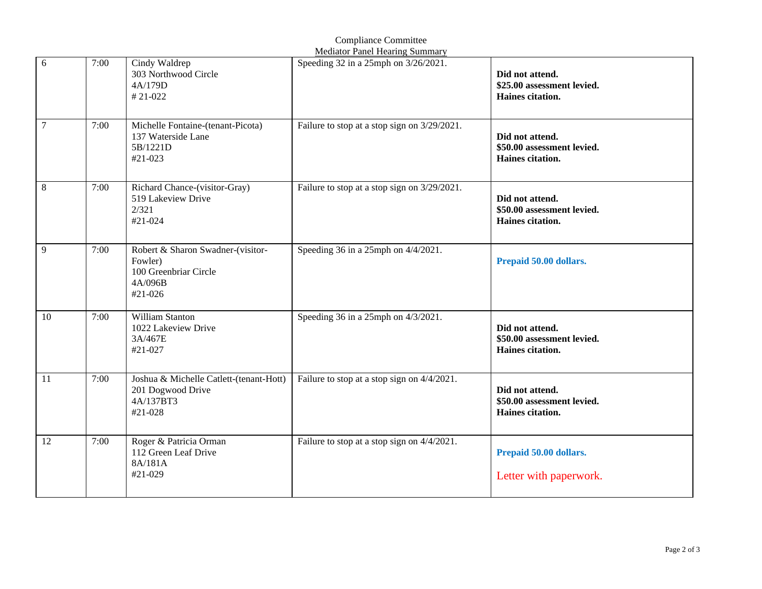Compliance Committee

Mediator Panel Hearing Summary

| | | | | |
|---|---|---|---|---|
| 6 | 7:00 | Cindy Waldrep<br>303 Northwood Circle<br>4A/179D<br># 21-022 | Speeding 32 in a 25mph on 3/26/2021. | **Did not attend.**<br>**$25.00 assessment levied.**<br>**Haines citation.** |
| 7 | 7:00 | Michelle Fontaine-(tenant-Picota)<br>137 Waterside Lane<br>5B/1221D<br>#21-023 | Failure to stop at a stop sign on 3/29/2021. | **Did not attend.**<br>**$50.00 assessment levied.**<br>**Haines citation.** |
| 8 | 7:00 | Richard Chance-(visitor-Gray)<br>519 Lakeview Drive<br>2/321<br>#21-024 | Failure to stop at a stop sign on 3/29/2021. | **Did not attend.**<br>**$50.00 assessment levied.**<br>**Haines citation.** |
| 9 | 7:00 | Robert & Sharon Swadner-(visitor-Fowler)<br>100 Greenbriar Circle<br>4A/096B<br>#21-026 | Speeding 36 in a 25mph on 4/4/2021. | **Prepaid 50.00 dollars.** |
| 10 | 7:00 | William Stanton<br>1022 Lakeview Drive<br>3A/467E<br>#21-027 | Speeding 36 in a 25mph on 4/3/2021. | **Did not attend.**<br>**$50.00 assessment levied.**<br>**Haines citation.** |
| 11 | 7:00 | Joshua & Michelle Catlett-(tenant-Hott)<br>201 Dogwood Drive<br>4A/137BT3<br>#21-028 | Failure to stop at a stop sign on 4/4/2021. | **Did not attend.**<br>**$50.00 assessment levied.**<br>**Haines citation.** |
| 12 | 7:00 | Roger & Patricia Orman<br>112 Green Leaf Drive<br>8A/181A<br>#21-029 | Failure to stop at a stop sign on 4/4/2021. | **Prepaid 50.00 dollars.**<br>Letter with paperwork. |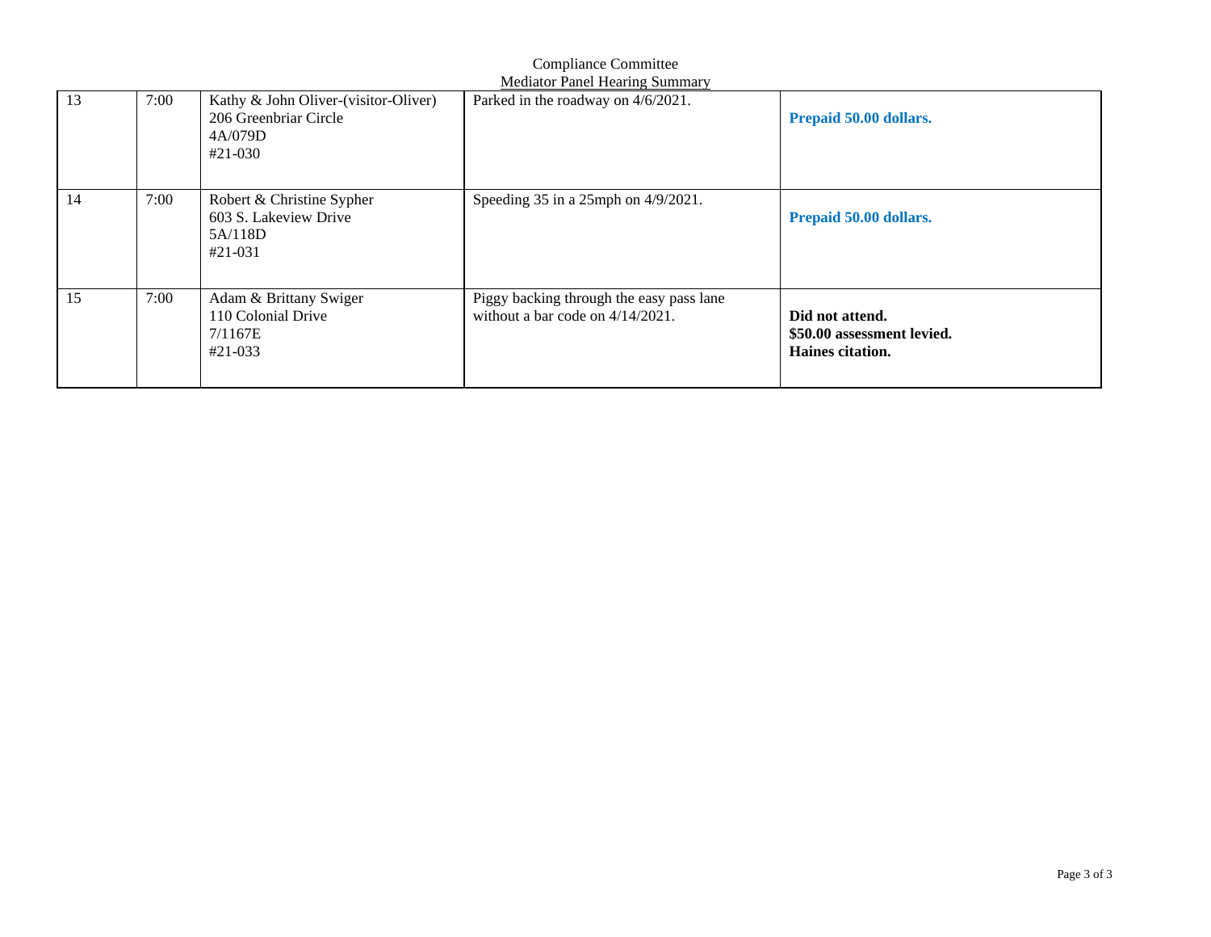Compliance Committee

Mediator Panel Hearing Summary

| | | | | |
|---|---|---|---|---|
| 13 | 7:00 | Kathy & John Oliver-(visitor-Oliver)<br>206 Greenbriar Circle<br>4A/079D<br>#21-030 | Parked in the roadway on 4/6/2021. | **Prepaid 50.00 dollars.** |
| 14 | 7:00 | Robert & Christine Sypher<br>603 S. Lakeview Drive<br>5A/118D<br>#21-031 | Speeding 35 in a 25mph on 4/9/2021. | **Prepaid 50.00 dollars.** |
| 15 | 7:00 | Adam & Brittany Swiger<br>110 Colonial Drive<br>7/1167E<br>#21-033 | Piggy backing through the easy pass lane without a bar code on 4/14/2021. | **Did not attend.**<br>**$50.00 assessment levied.**<br>**Haines citation.** |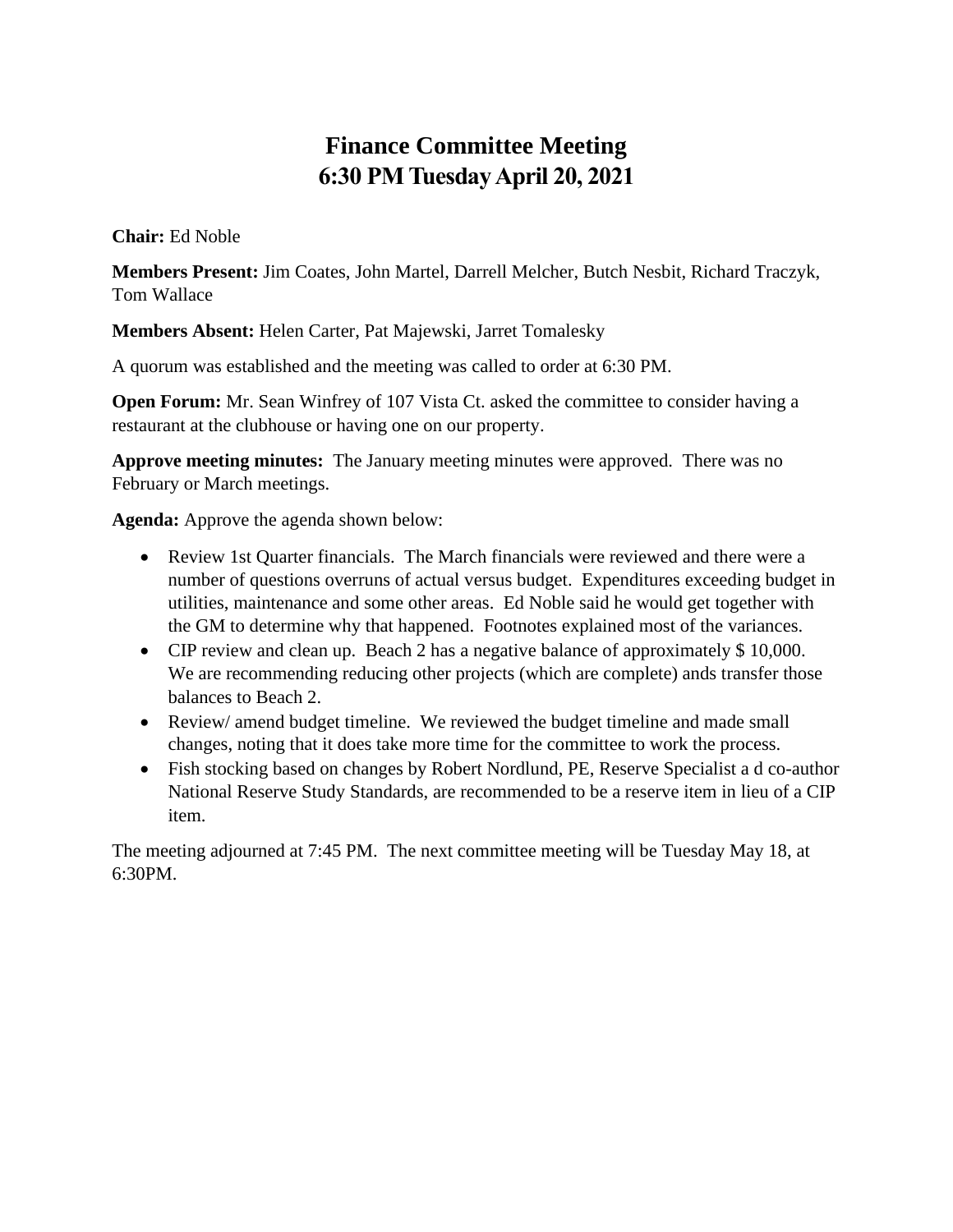# Finance Committee Meeting
# 6:30 PM Tuesday April 20, 2021

**Chair:** Ed Noble

**Members Present:** Jim Coates, John Martel, Darrell Melcher, Butch Nesbit, Richard Traczyk, Tom Wallace

**Members Absent:** Helen Carter, Pat Majewski, Jarret Tomalesky

A quorum was established and the meeting was called to order at 6:30 PM.

**Open Forum:** Mr. Sean Winfrey of 107 Vista Ct. asked the committee to consider having a restaurant at the clubhouse or having one on our property.

**Approve meeting minutes:** The January meeting minutes were approved. There was no February or March meetings.

**Agenda:** Approve the agenda shown below:

- Review 1st Quarter financials. The March financials were reviewed and there were a number of questions overruns of actual versus budget. Expenditures exceeding budget in utilities, maintenance and some other areas. Ed Noble said he would get together with the GM to determine why that happened. Footnotes explained most of the variances.
- CIP review and clean up. Beach 2 has a negative balance of approximately $ 10,000. We are recommending reducing other projects (which are complete) ands transfer those balances to Beach 2.
- Review/ amend budget timeline. We reviewed the budget timeline and made small changes, noting that it does take more time for the committee to work the process.
- Fish stocking based on changes by Robert Nordlund, PE, Reserve Specialist a d co-author National Reserve Study Standards, are recommended to be a reserve item in lieu of a CIP item.

The meeting adjourned at 7:45 PM. The next committee meeting will be Tuesday May 18, at 6:30PM.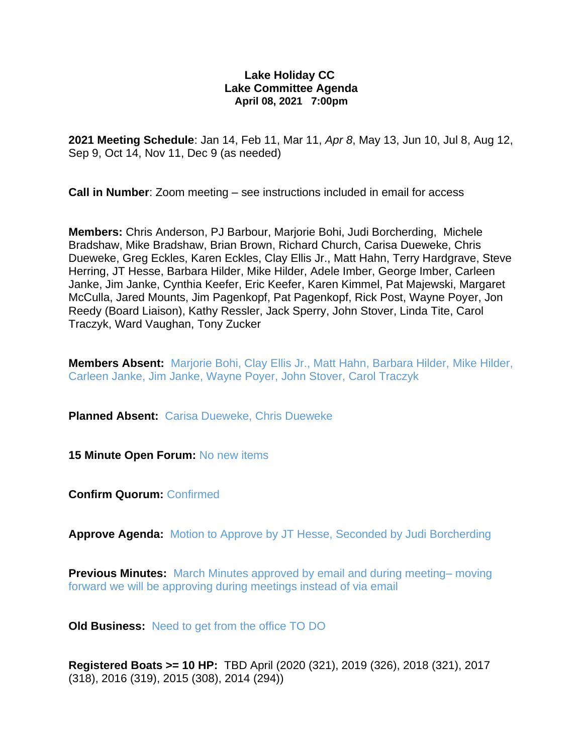**Lake Holiday CC**
**Lake Committee Agenda**
**April 08, 2021 7:00pm**

**2021 Meeting Schedule**: Jan 14, Feb 11, Mar 11, *Apr 8*, May 13, Jun 10, Jul 8, Aug 12, Sep 9, Oct 14, Nov 11, Dec 9 (as needed)

**Call in Number**: Zoom meeting – see instructions included in email for access

**Members:** Chris Anderson, PJ Barbour, Marjorie Bohi, Judi Borcherding, Michele Bradshaw, Mike Bradshaw, Brian Brown, Richard Church, Carisa Dueweke, Chris Dueweke, Greg Eckles, Karen Eckles, Clay Ellis Jr., Matt Hahn, Terry Hardgrave, Steve Herring, JT Hesse, Barbara Hilder, Mike Hilder, Adele Imber, George Imber, Carleen Janke, Jim Janke, Cynthia Keefer, Eric Keefer, Karen Kimmel, Pat Majewski, Margaret McCulla, Jared Mounts, Jim Pagenkopf, Pat Pagenkopf, Rick Post, Wayne Poyer, Jon Reedy (Board Liaison), Kathy Ressler, Jack Sperry, John Stover, Linda Tite, Carol Traczyk, Ward Vaughan, Tony Zucker

**Members Absent:** Marjorie Bohi, Clay Ellis Jr., Matt Hahn, Barbara Hilder, Mike Hilder, Carleen Janke, Jim Janke, Wayne Poyer, John Stover, Carol Traczyk

**Planned Absent:** Carisa Dueweke, Chris Dueweke

**15 Minute Open Forum:** No new items

**Confirm Quorum:** Confirmed

**Approve Agenda:** Motion to Approve by JT Hesse, Seconded by Judi Borcherding

**Previous Minutes:** March Minutes approved by email and during meeting– moving forward we will be approving during meetings instead of via email

**Old Business:** Need to get from the office TO DO

**Registered Boats >= 10 HP:** TBD April (2020 (321), 2019 (326), 2018 (321), 2017 (318), 2016 (319), 2015 (308), 2014 (294))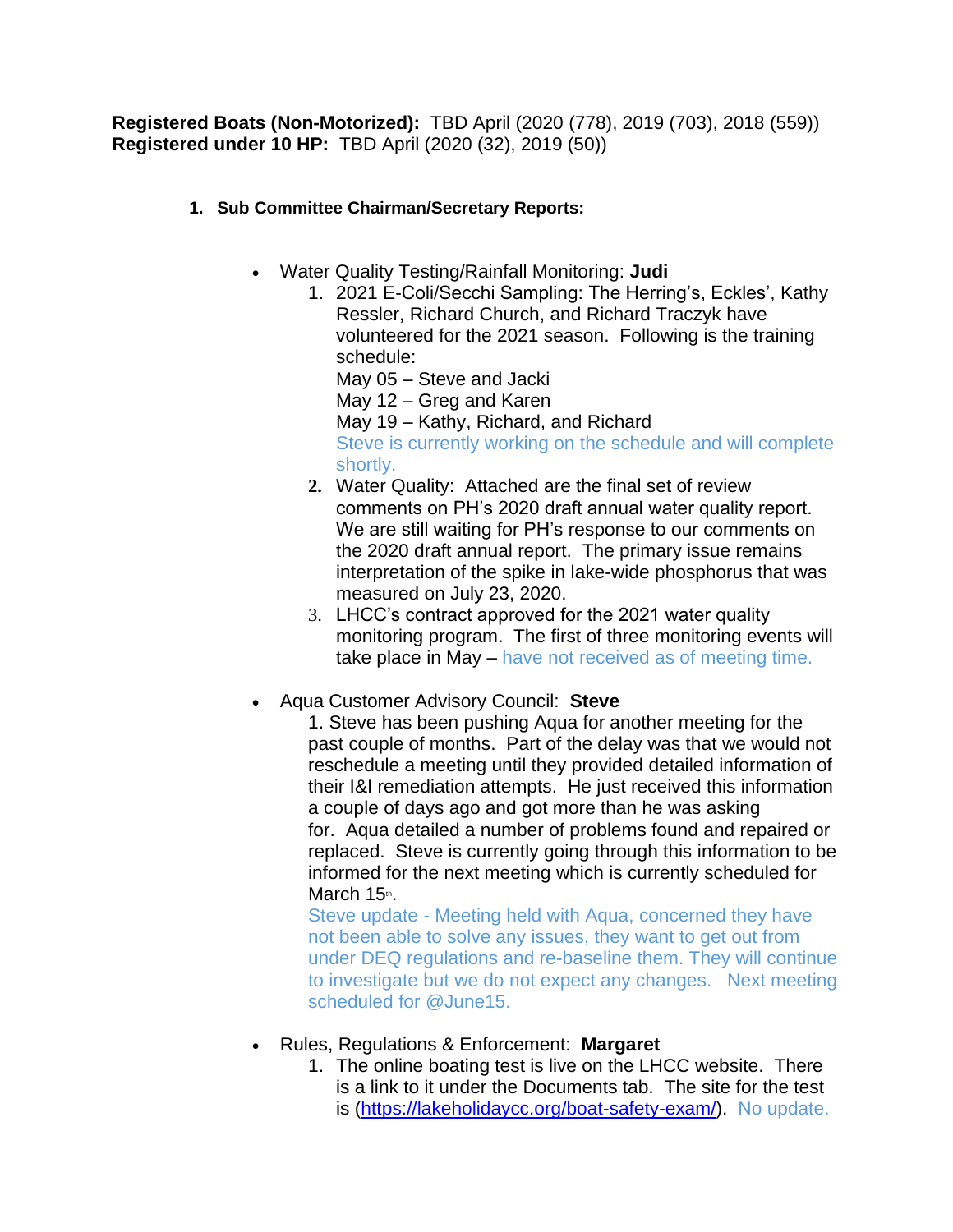**Registered Boats (Non-Motorized):** TBD April (2020 (778), 2019 (703), 2018 (559))
**Registered under 10 HP:** TBD April (2020 (32), 2019 (50))

1. **Sub Committee Chairman/Secretary Reports:**

- Water Quality Testing/Rainfall Monitoring: **Judi**
  1. 2021 E-Coli/Secchi Sampling: The Herring's, Eckles', Kathy Ressler, Richard Church, and Richard Traczyk have volunteered for the 2021 season. Following is the training schedule:
     May 05 – Steve and Jacki
     May 12 – Greg and Karen
     May 19 – Kathy, Richard, and Richard
     Steve is currently working on the schedule and will complete shortly.
  2. Water Quality: Attached are the final set of review comments on PH's 2020 draft annual water quality report. We are still waiting for PH's response to our comments on the 2020 draft annual report. The primary issue remains interpretation of the spike in lake-wide phosphorus that was measured on July 23, 2020.
  3. LHCC's contract approved for the 2021 water quality monitoring program. The first of three monitoring events will take place in May – have not received as of meeting time.

- Aqua Customer Advisory Council: **Steve**
  1. Steve has been pushing Aqua for another meeting for the past couple of months. Part of the delay was that we would not reschedule a meeting until they provided detailed information of their I&I remediation attempts. He just received this information a couple of days ago and got more than he was asking for. Aqua detailed a number of problems found and repaired or replaced. Steve is currently going through this information to be informed for the next meeting which is currently scheduled for March 15th.
     Steve update - Meeting held with Aqua, concerned they have not been able to solve any issues, they want to get out from under DEQ regulations and re-baseline them. They will continue to investigate but we do not expect any changes. Next meeting scheduled for @June15.

- Rules, Regulations & Enforcement: **Margaret**
  1. The online boating test is live on the LHCC website. There is a link to it under the Documents tab. The site for the test is (https://lakeholidaycc.org/boat-safety-exam/). No update.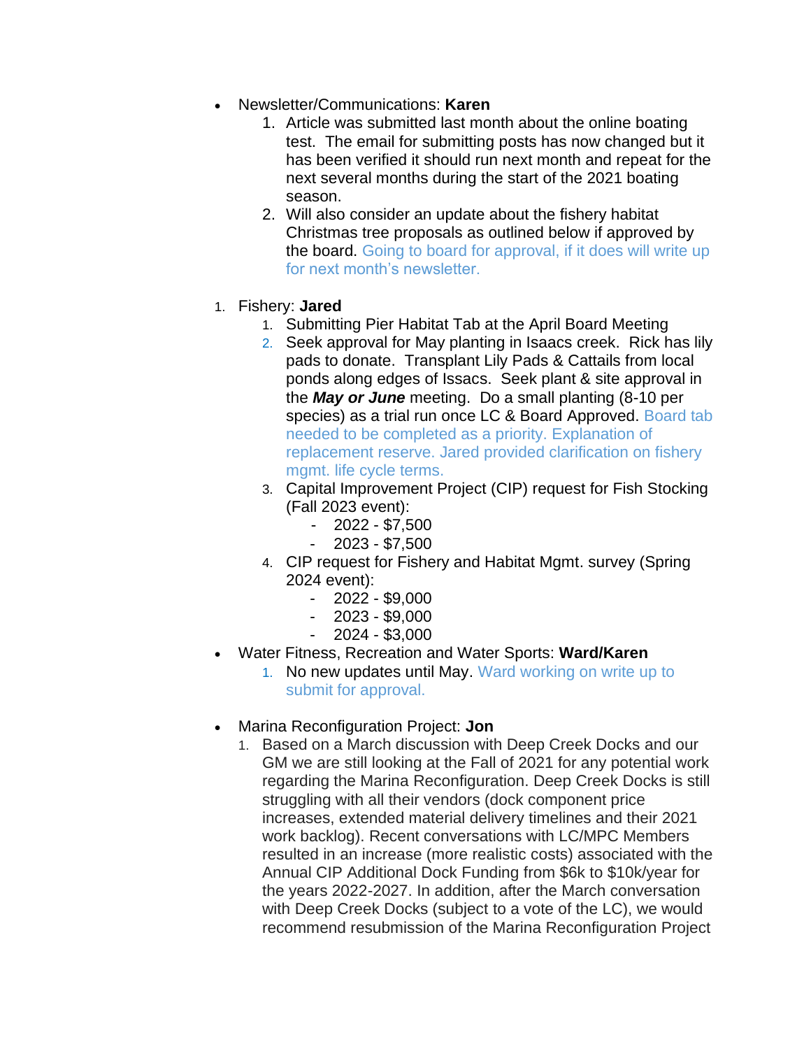- Newsletter/Communications: **Karen**
    1. Article was submitted last month about the online boating test. The email for submitting posts has now changed but it has been verified it should run next month and repeat for the next several months during the start of the 2021 boating season.
    2. Will also consider an update about the fishery habitat Christmas tree proposals as outlined below if approved by the board. Going to board for approval, if it does will write up for next month's newsletter.

1. Fishery: **Jared**
    1. Submitting Pier Habitat Tab at the April Board Meeting
    2. Seek approval for May planting in Isaacs creek. Rick has lily pads to donate. Transplant Lily Pads & Cattails from local ponds along edges of Issacs. Seek plant & site approval in the ***May or June*** meeting. Do a small planting (8-10 per species) as a trial run once LC & Board Approved. Board tab needed to be completed as a priority. Explanation of replacement reserve. Jared provided clarification on fishery mgmt. life cycle terms.
    3. Capital Improvement Project (CIP) request for Fish Stocking (Fall 2023 event):
        - 2022 - $7,500
        - 2023 - $7,500
    4. CIP request for Fishery and Habitat Mgmt. survey (Spring 2024 event):
        - 2022 - $9,000
        - 2023 - $9,000
        - 2024 - $3,000

- Water Fitness, Recreation and Water Sports: **Ward/Karen**
    1. No new updates until May. Ward working on write up to submit for approval.

- Marina Reconfiguration Project: **Jon**
    1. Based on a March discussion with Deep Creek Docks and our GM we are still looking at the Fall of 2021 for any potential work regarding the Marina Reconfiguration. Deep Creek Docks is still struggling with all their vendors (dock component price increases, extended material delivery timelines and their 2021 work backlog). Recent conversations with LC/MPC Members resulted in an increase (more realistic costs) associated with the Annual CIP Additional Dock Funding from $6k to $10k/year for the years 2022-2027. In addition, after the March conversation with Deep Creek Docks (subject to a vote of the LC), we would recommend resubmission of the Marina Reconfiguration Project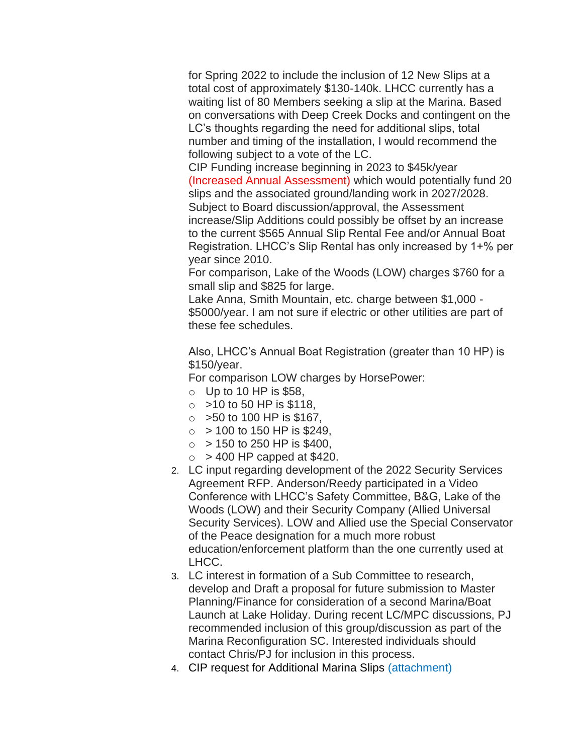for Spring 2022 to include the inclusion of 12 New Slips at a total cost of approximately $130-140k. LHCC currently has a waiting list of 80 Members seeking a slip at the Marina. Based on conversations with Deep Creek Docks and contingent on the LC's thoughts regarding the need for additional slips, total number and timing of the installation, I would recommend the following subject to a vote of the LC.

CIP Funding increase beginning in 2023 to $45k/year (Increased Annual Assessment) which would potentially fund 20 slips and the associated ground/landing work in 2027/2028. Subject to Board discussion/approval, the Assessment increase/Slip Additions could possibly be offset by an increase to the current $565 Annual Slip Rental Fee and/or Annual Boat Registration. LHCC's Slip Rental has only increased by 1+% per year since 2010.

For comparison, Lake of the Woods (LOW) charges $760 for a small slip and $825 for large.

Lake Anna, Smith Mountain, etc. charge between $1,000 - $5000/year. I am not sure if electric or other utilities are part of these fee schedules.

Also, LHCC's Annual Boat Registration (greater than 10 HP) is $150/year.

For comparison LOW charges by HorsePower:

- Up to 10 HP is $58,
- >10 to 50 HP is $118,
- >50 to 100 HP is $167,
- > 100 to 150 HP is $249,
- > 150 to 250 HP is $400,
- > 400 HP capped at $420.

2. LC input regarding development of the 2022 Security Services Agreement RFP. Anderson/Reedy participated in a Video Conference with LHCC's Safety Committee, B&G, Lake of the Woods (LOW) and their Security Company (Allied Universal Security Services). LOW and Allied use the Special Conservator of the Peace designation for a much more robust education/enforcement platform than the one currently used at LHCC.
3. LC interest in formation of a Sub Committee to research, develop and Draft a proposal for future submission to Master Planning/Finance for consideration of a second Marina/Boat Launch at Lake Holiday. During recent LC/MPC discussions, PJ recommended inclusion of this group/discussion as part of the Marina Reconfiguration SC. Interested individuals should contact Chris/PJ for inclusion in this process.
4. CIP request for Additional Marina Slips (attachment)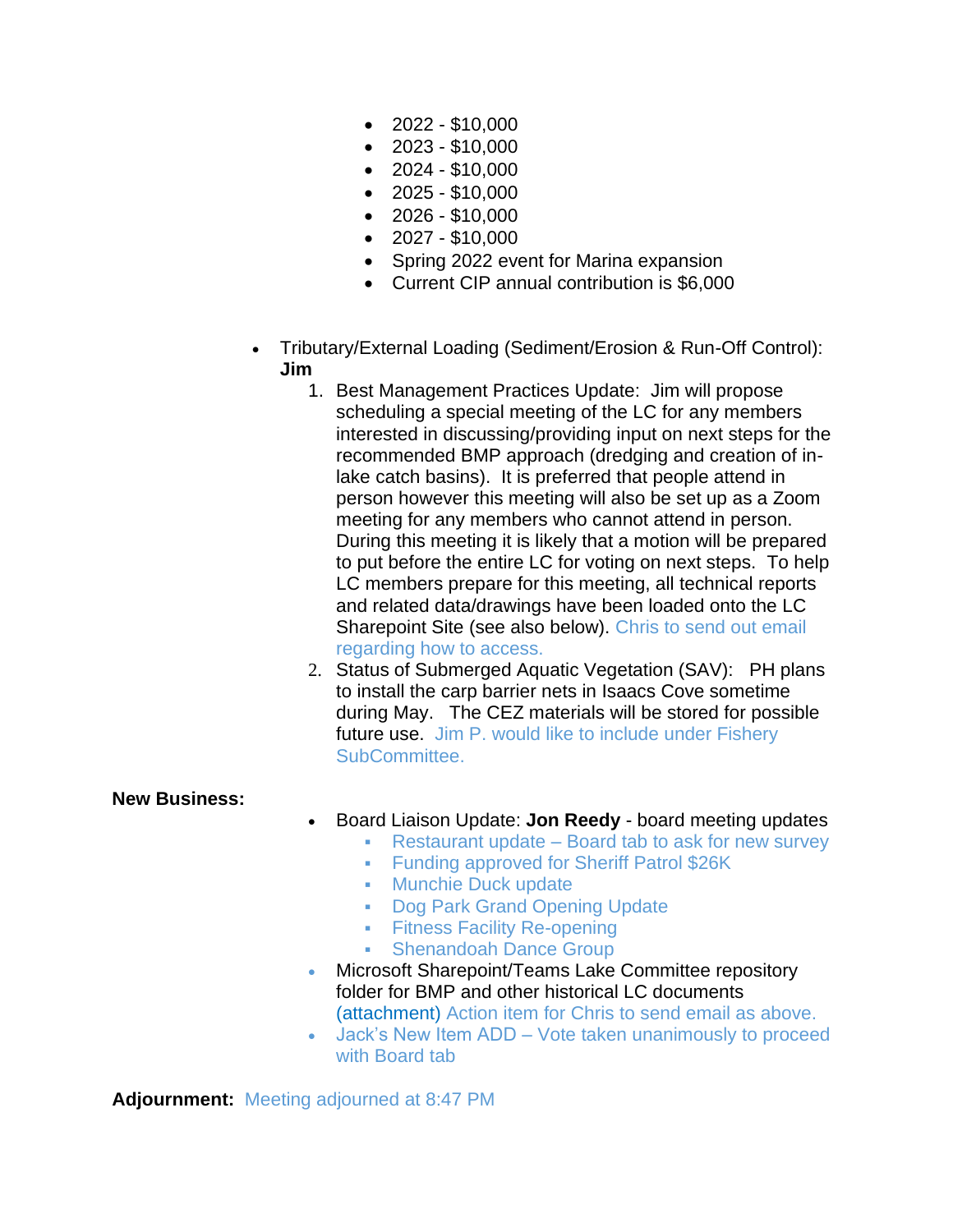- 2022 - $10,000
- 2023 - $10,000
- 2024 - $10,000
- 2025 - $10,000
- 2026 - $10,000
- 2027 - $10,000
- Spring 2022 event for Marina expansion
- Current CIP annual contribution is $6,000

- Tributary/External Loading (Sediment/Erosion & Run-Off Control): **Jim**
  1. Best Management Practices Update: Jim will propose scheduling a special meeting of the LC for any members interested in discussing/providing input on next steps for the recommended BMP approach (dredging and creation of in-lake catch basins). It is preferred that people attend in person however this meeting will also be set up as a Zoom meeting for any members who cannot attend in person. During this meeting it is likely that a motion will be prepared to put before the entire LC for voting on next steps. To help LC members prepare for this meeting, all technical reports and related data/drawings have been loaded onto the LC Sharepoint Site (see also below). Chris to send out email regarding how to access.
  2. Status of Submerged Aquatic Vegetation (SAV): PH plans to install the carp barrier nets in Isaacs Cove sometime during May. The CEZ materials will be stored for possible future use. Jim P. would like to include under Fishery SubCommittee.

**New Business:**

- Board Liaison Update: **Jon Reedy** - board meeting updates
  - Restaurant update – Board tab to ask for new survey
  - Funding approved for Sheriff Patrol $26K
  - Munchie Duck update
  - Dog Park Grand Opening Update
  - Fitness Facility Re-opening
  - Shenandoah Dance Group
- Microsoft Sharepoint/Teams Lake Committee repository folder for BMP and other historical LC documents (attachment) Action item for Chris to send email as above.
- Jack's New Item ADD – Vote taken unanimously to proceed with Board tab

**Adjournment:** Meeting adjourned at 8:47 PM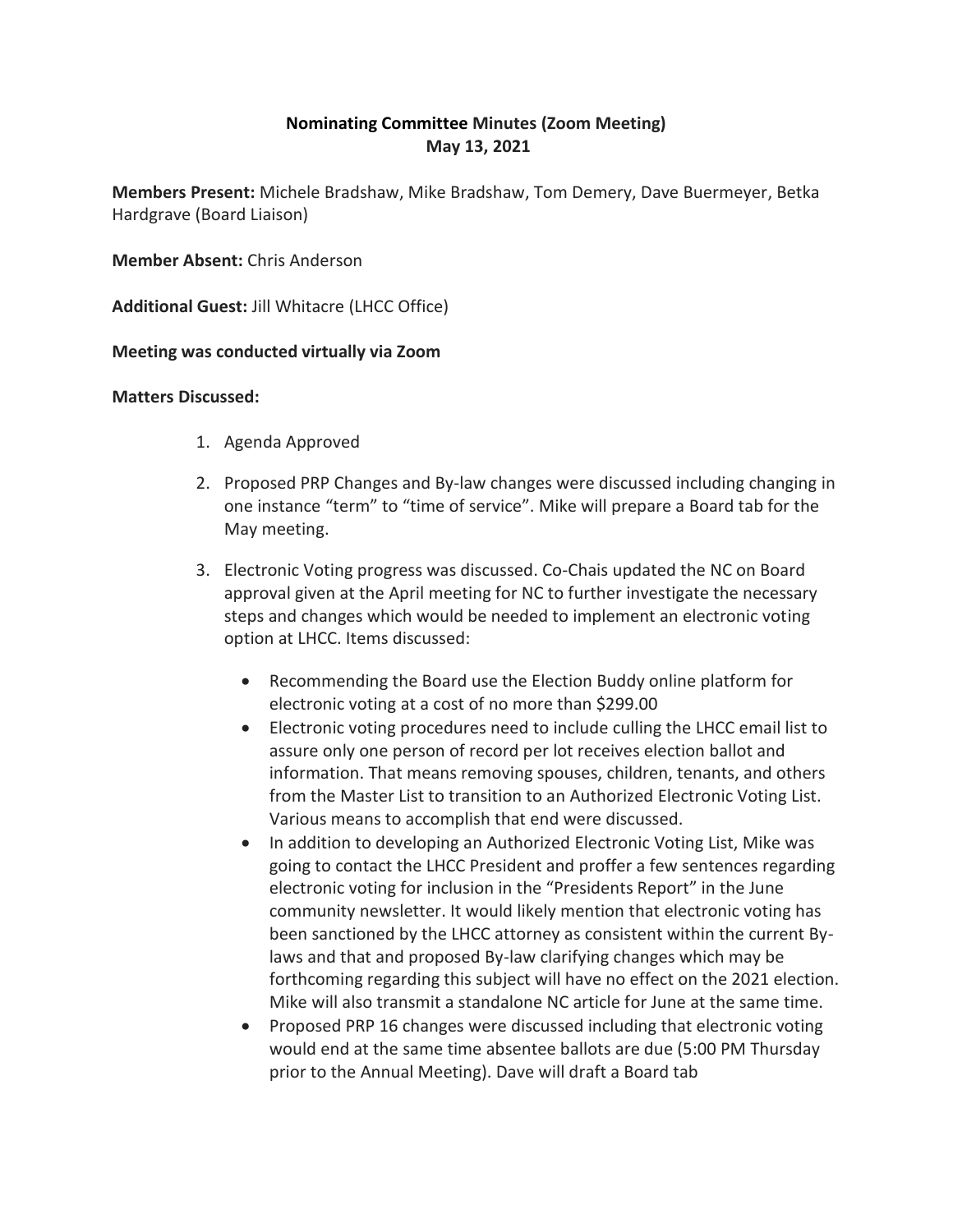**Nominating Committee Minutes (Zoom Meeting)**
**May 13, 2021**

**Members Present:** Michele Bradshaw, Mike Bradshaw, Tom Demery, Dave Buermeyer, Betka Hardgrave (Board Liaison)

**Member Absent:** Chris Anderson

**Additional Guest:** Jill Whitacre (LHCC Office)

**Meeting was conducted virtually via Zoom**

**Matters Discussed:**

1. Agenda Approved
2. Proposed PRP Changes and By-law changes were discussed including changing in one instance "term" to "time of service". Mike will prepare a Board tab for the May meeting.
3. Electronic Voting progress was discussed. Co-Chais updated the NC on Board approval given at the April meeting for NC to further investigate the necessary steps and changes which would be needed to implement an electronic voting option at LHCC. Items discussed:
   - Recommending the Board use the Election Buddy online platform for electronic voting at a cost of no more than $299.00
   - Electronic voting procedures need to include culling the LHCC email list to assure only one person of record per lot receives election ballot and information. That means removing spouses, children, tenants, and others from the Master List to transition to an Authorized Electronic Voting List. Various means to accomplish that end were discussed.
   - In addition to developing an Authorized Electronic Voting List, Mike was going to contact the LHCC President and proffer a few sentences regarding electronic voting for inclusion in the "Presidents Report" in the June community newsletter. It would likely mention that electronic voting has been sanctioned by the LHCC attorney as consistent within the current By-laws and that and proposed By-law clarifying changes which may be forthcoming regarding this subject will have no effect on the 2021 election. Mike will also transmit a standalone NC article for June at the same time.
   - Proposed PRP 16 changes were discussed including that electronic voting would end at the same time absentee ballots are due (5:00 PM Thursday prior to the Annual Meeting). Dave will draft a Board tab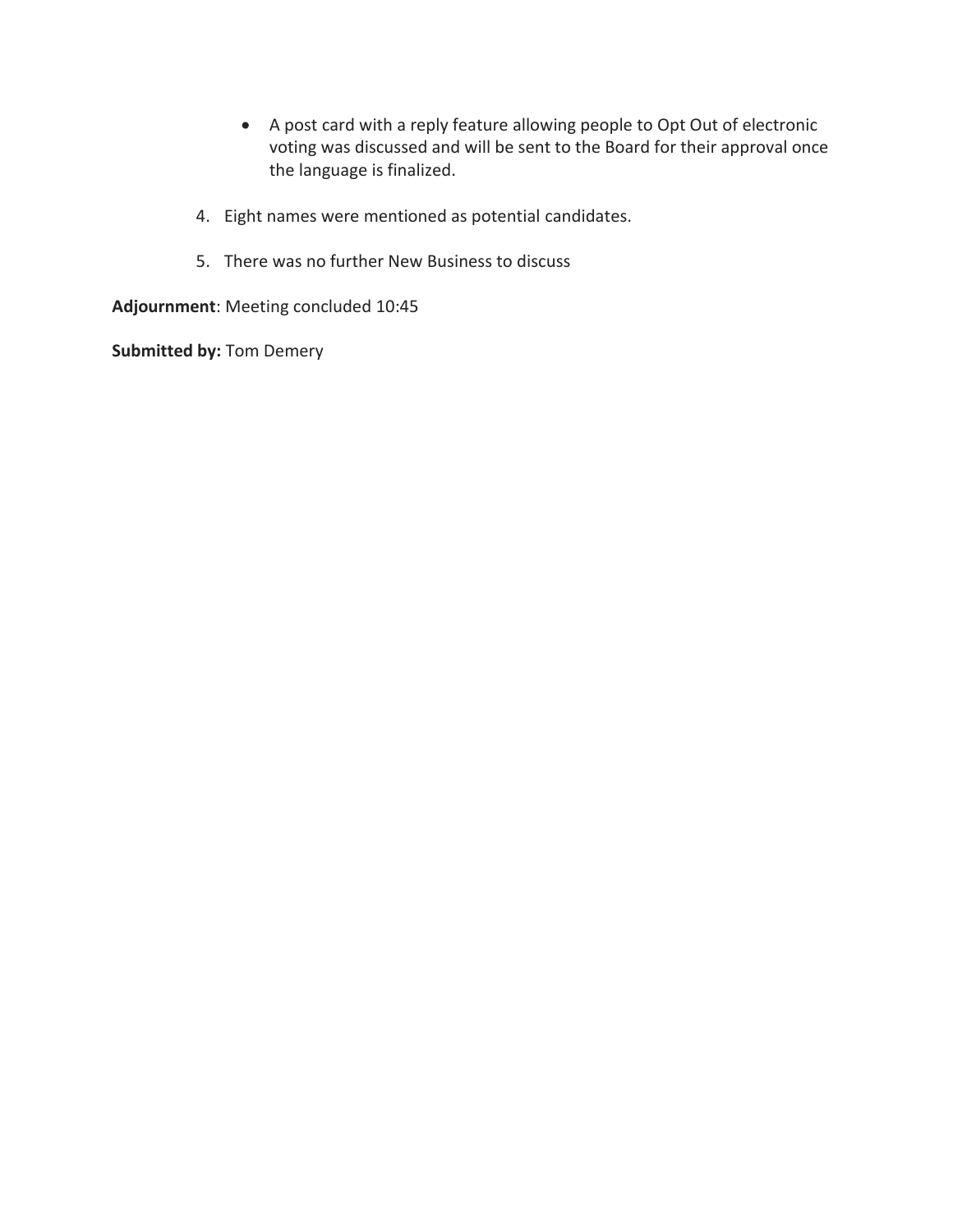- A post card with a reply feature allowing people to Opt Out of electronic voting was discussed and will be sent to the Board for their approval once the language is finalized.

4. Eight names were mentioned as potential candidates.

5. There was no further New Business to discuss

**Adjournment**: Meeting concluded 10:45

**Submitted by:** Tom Demery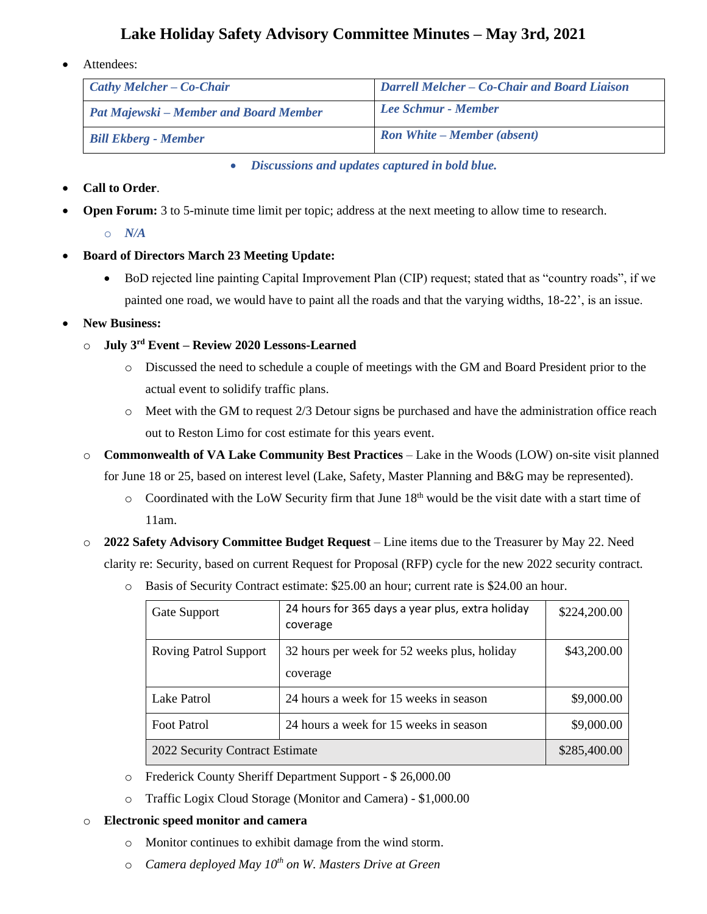# Lake Holiday Safety Advisory Committee Minutes – May 3rd, 2021

- Attendees:

| *Cathy Melcher – Co-Chair* | *Darrell Melcher – Co-Chair and Board Liaison* |
|---|---|
| *Pat Majewski – Member and Board Member* | *Lee Schmur - Member* |
| *Bill Ekberg - Member* | *Ron White – Member (absent)* |

  - ***Discussions and updates captured in bold blue.***

- **Call to Order**.
- **Open Forum:** 3 to 5-minute time limit per topic; address at the next meeting to allow time to research.
  - *N/A*
- **Board of Directors March 23 Meeting Update:**
  - BoD rejected line painting Capital Improvement Plan (CIP) request; stated that as "country roads", if we painted one road, we would have to paint all the roads and that the varying widths, 18-22', is an issue.
- **New Business:**
  - **July 3rd Event – Review 2020 Lessons-Learned**
    - Discussed the need to schedule a couple of meetings with the GM and Board President prior to the actual event to solidify traffic plans.
    - Meet with the GM to request 2/3 Detour signs be purchased and have the administration office reach out to Reston Limo for cost estimate for this years event.
  - **Commonwealth of VA Lake Community Best Practices** – Lake in the Woods (LOW) on-site visit planned for June 18 or 25, based on interest level (Lake, Safety, Master Planning and B&G may be represented).
    - Coordinated with the LoW Security firm that June 18th would be the visit date with a start time of 11am.
  - **2022 Safety Advisory Committee Budget Request** – Line items due to the Treasurer by May 22. Need clarity re: Security, based on current Request for Proposal (RFP) cycle for the new 2022 security contract.
    - Basis of Security Contract estimate: $25.00 an hour; current rate is $24.00 an hour.

| Gate Support | 24 hours for 365 days a year plus, extra holiday coverage | $224,200.00 |
|---|---|---|
| Roving Patrol Support | 32 hours per week for 52 weeks plus, holiday coverage | $43,200.00 |
| Lake Patrol | 24 hours a week for 15 weeks in season | $9,000.00 |
| Foot Patrol | 24 hours a week for 15 weeks in season | $9,000.00 |
| 2022 Security Contract Estimate | | $285,400.00 |

    - Frederick County Sheriff Department Support - $ 26,000.00
    - Traffic Logix Cloud Storage (Monitor and Camera) - $1,000.00
  - **Electronic speed monitor and camera**
    - Monitor continues to exhibit damage from the wind storm.
    - *Camera deployed May 10th on W. Masters Drive at Green*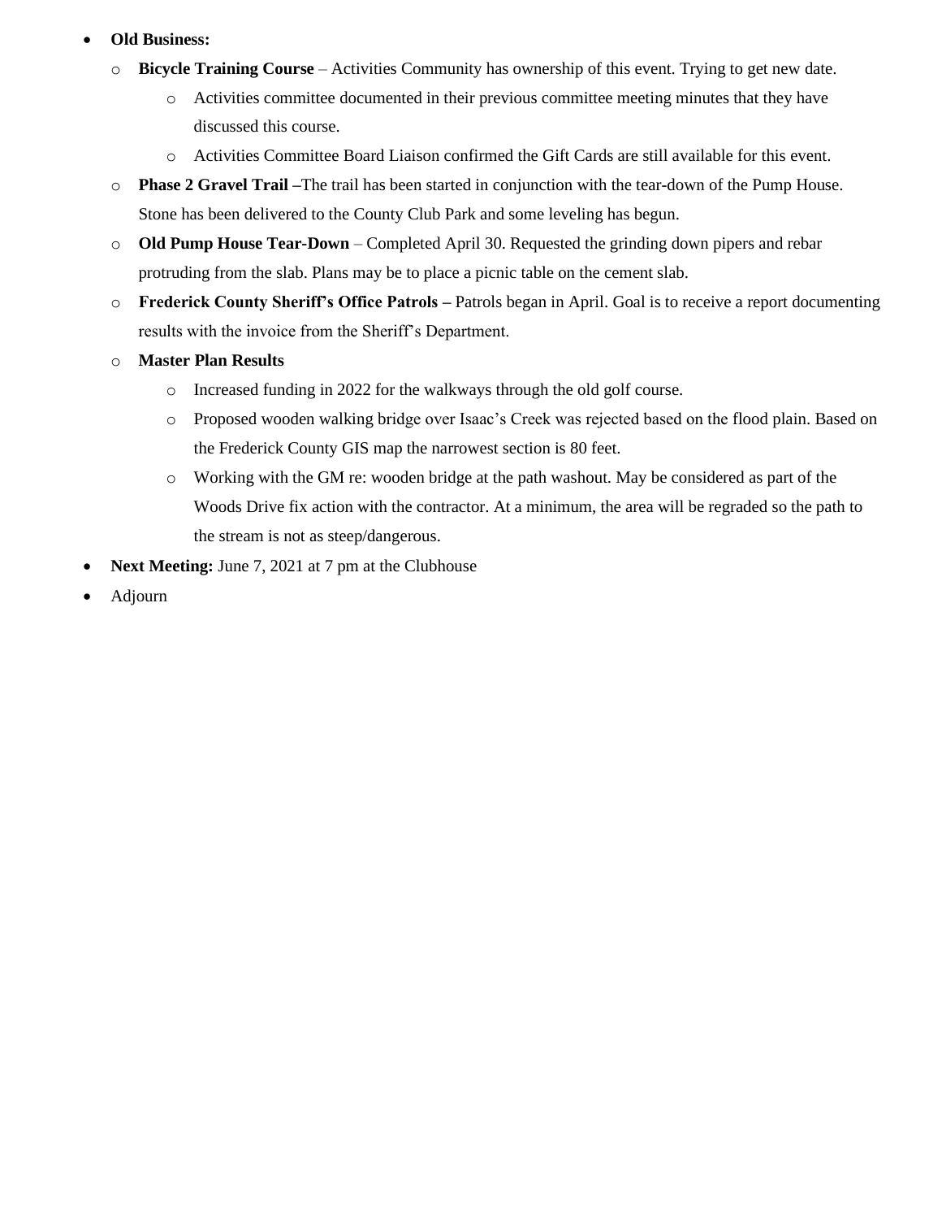- **Old Business:**
  - **Bicycle Training Course** – Activities Community has ownership of this event. Trying to get new date.
    - Activities committee documented in their previous committee meeting minutes that they have discussed this course.
    - Activities Committee Board Liaison confirmed the Gift Cards are still available for this event.
  - **Phase 2 Gravel Trail –**The trail has been started in conjunction with the tear-down of the Pump House. Stone has been delivered to the County Club Park and some leveling has begun.
  - **Old Pump House Tear-Down** – Completed April 30. Requested the grinding down pipers and rebar protruding from the slab. Plans may be to place a picnic table on the cement slab.
  - **Frederick County Sheriff's Office Patrols –** Patrols began in April. Goal is to receive a report documenting results with the invoice from the Sheriff's Department.
  - **Master Plan Results**
    - Increased funding in 2022 for the walkways through the old golf course.
    - Proposed wooden walking bridge over Isaac's Creek was rejected based on the flood plain. Based on the Frederick County GIS map the narrowest section is 80 feet.
    - Working with the GM re: wooden bridge at the path washout. May be considered as part of the Woods Drive fix action with the contractor. At a minimum, the area will be regraded so the path to the stream is not as steep/dangerous.
- **Next Meeting:** June 7, 2021 at 7 pm at the Clubhouse
- Adjourn